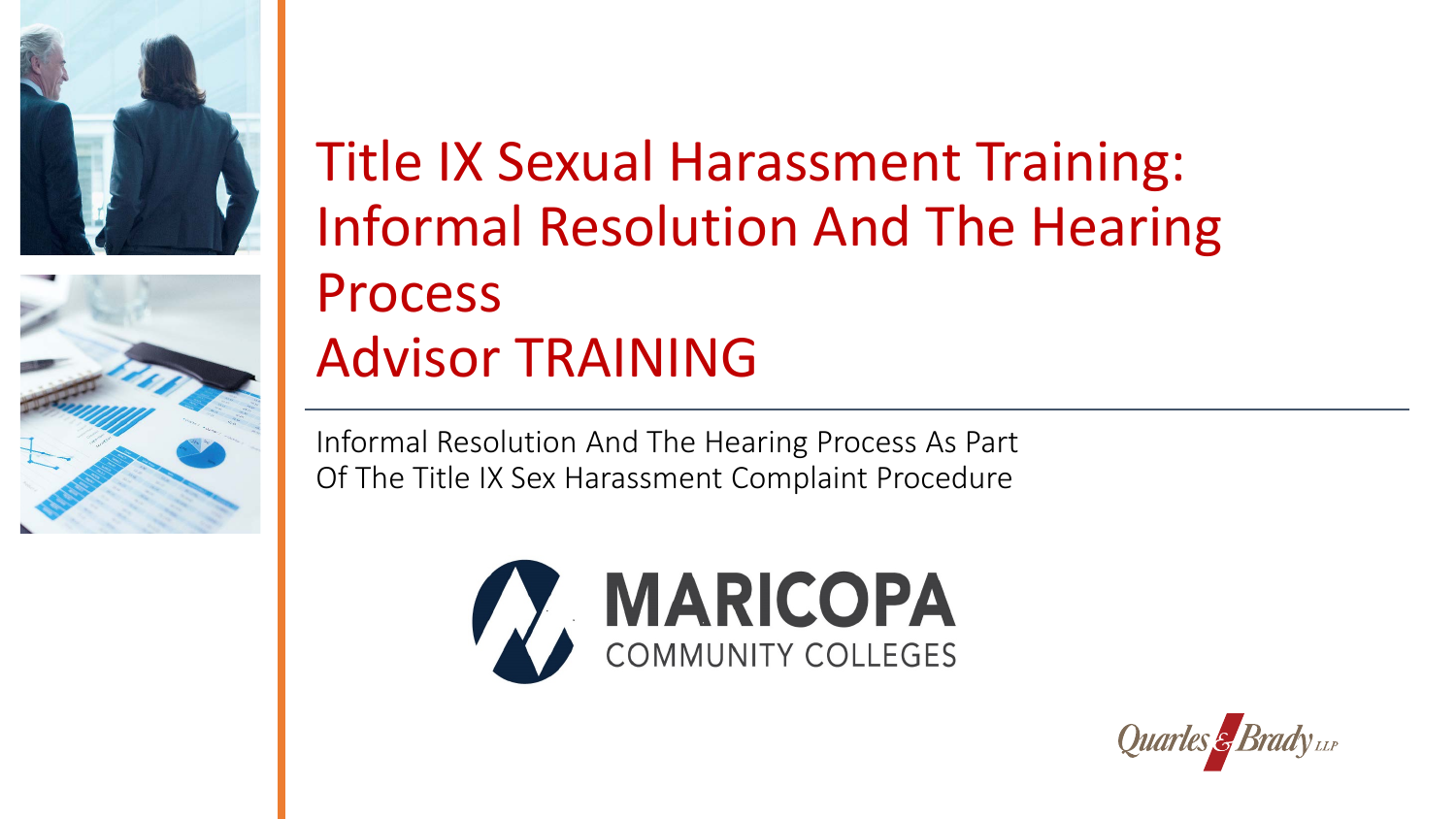# Title IX Sexual Harassment Training: Informal Resolution And The Hearing Process Advisor TRAINING

Informal Resolution And The Hearing Process As Part Of The Title IX Sex Harassment Complaint Procedure

MARICOPA COMMUNITY COLLEGES

Quarles & Brady LLP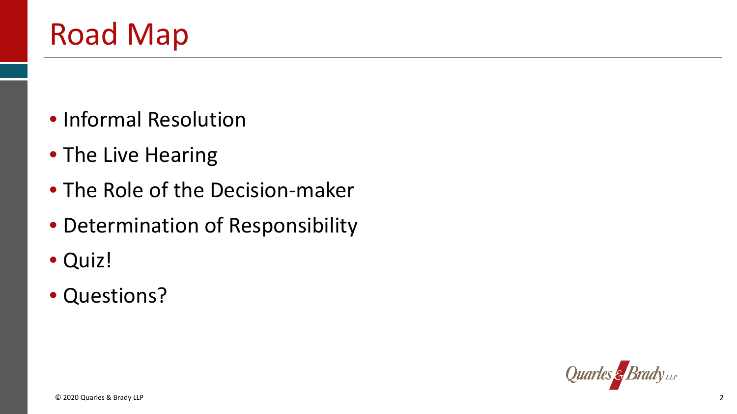# Road Map

- Informal Resolution
- The Live Hearing
- The Role of the Decision-maker
- Determination of Responsibility
- Quiz!
- Questions?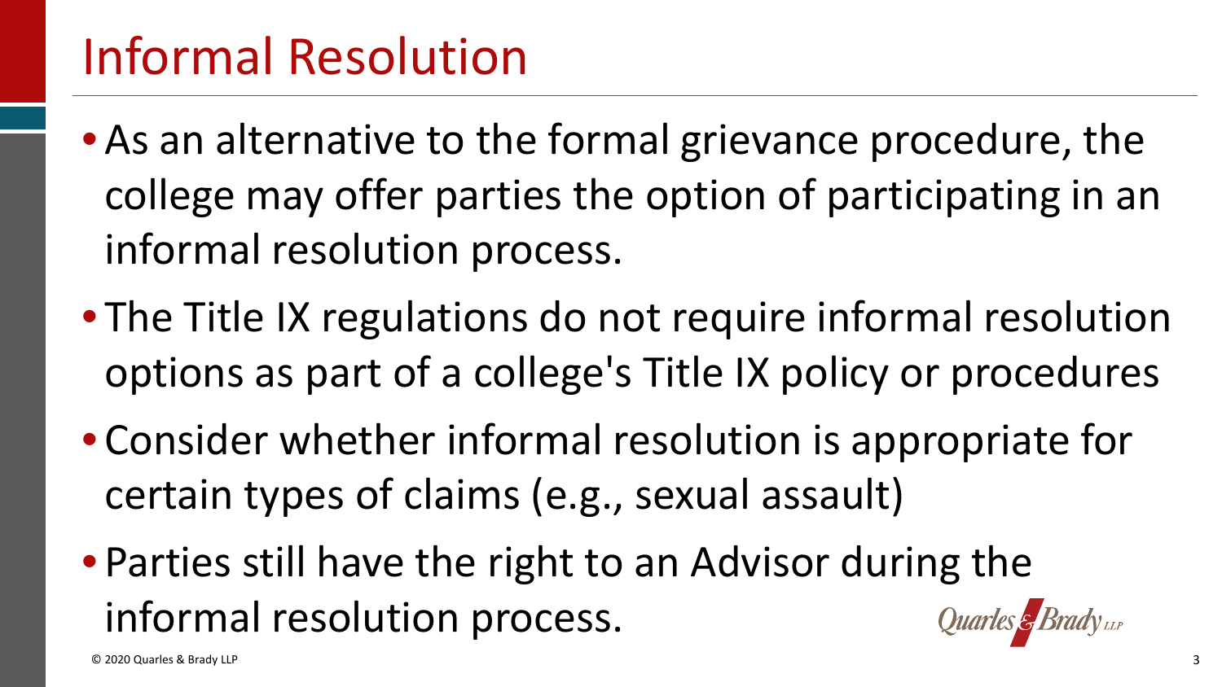# Informal Resolution

- As an alternative to the formal grievance procedure, the college may offer parties the option of participating in an informal resolution process.
- The Title IX regulations do not require informal resolution options as part of a college's Title IX policy or procedures
- Consider whether informal resolution is appropriate for certain types of claims (e.g., sexual assault)
- Parties still have the right to an Advisor during the informal resolution process.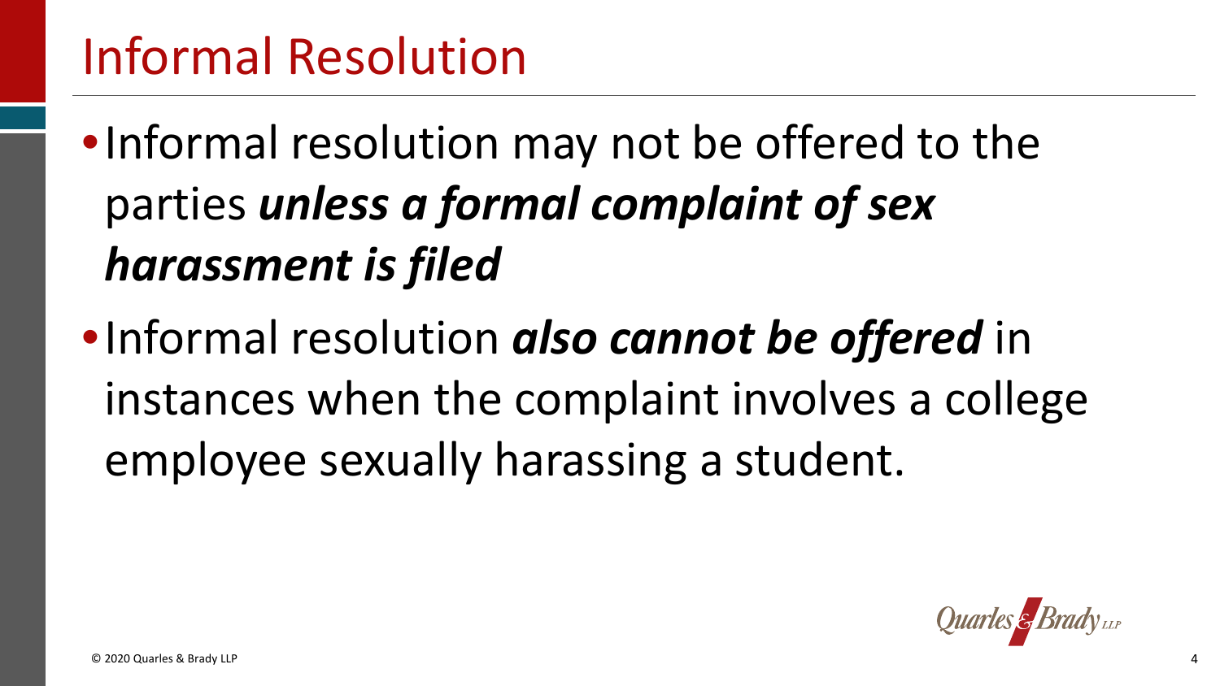# Informal Resolution

- Informal resolution may not be offered to the parties ***unless a formal complaint of sex harassment is filed***
- Informal resolution ***also cannot be offered*** in instances when the complaint involves a college employee sexually harassing a student.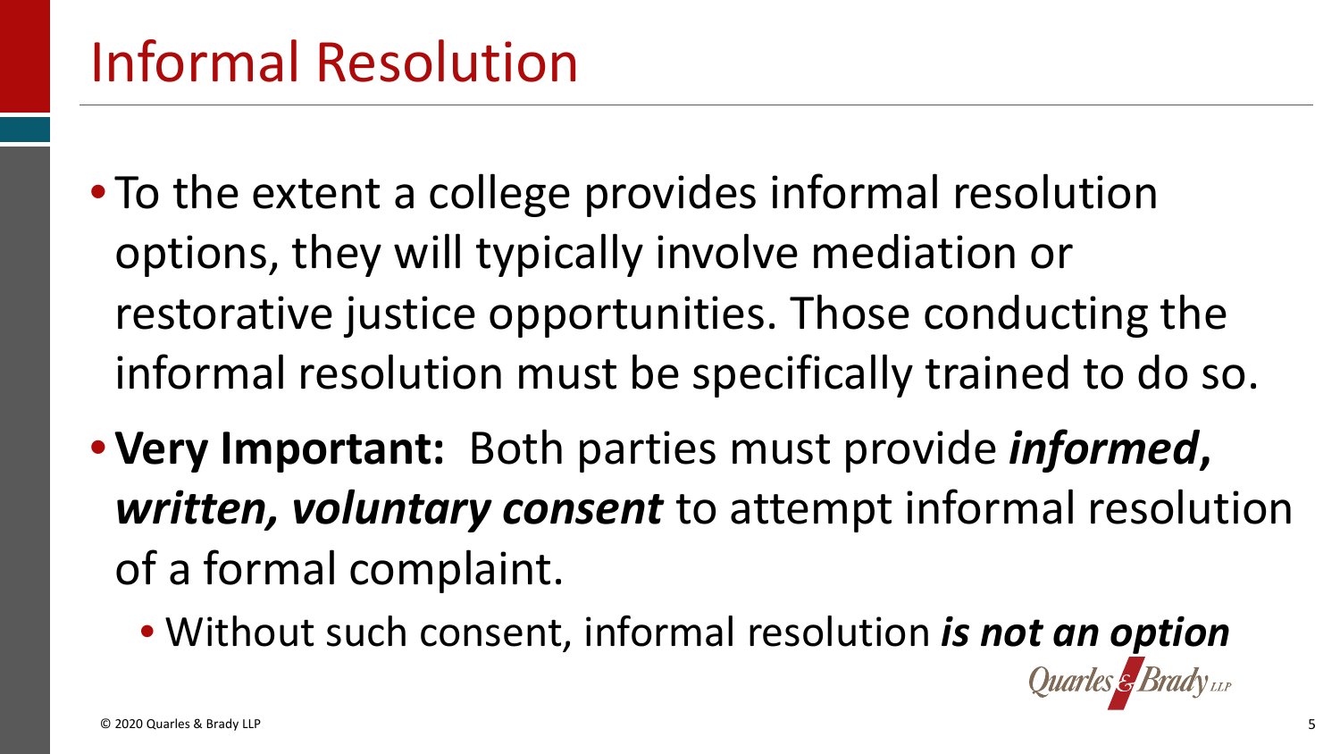# Informal Resolution

- To the extent a college provides informal resolution options, they will typically involve mediation or restorative justice opportunities. Those conducting the informal resolution must be specifically trained to do so.
- **Very Important:** Both parties must provide ***informed, written, voluntary consent*** to attempt informal resolution of a formal complaint.
  - Without such consent, informal resolution ***is not an option***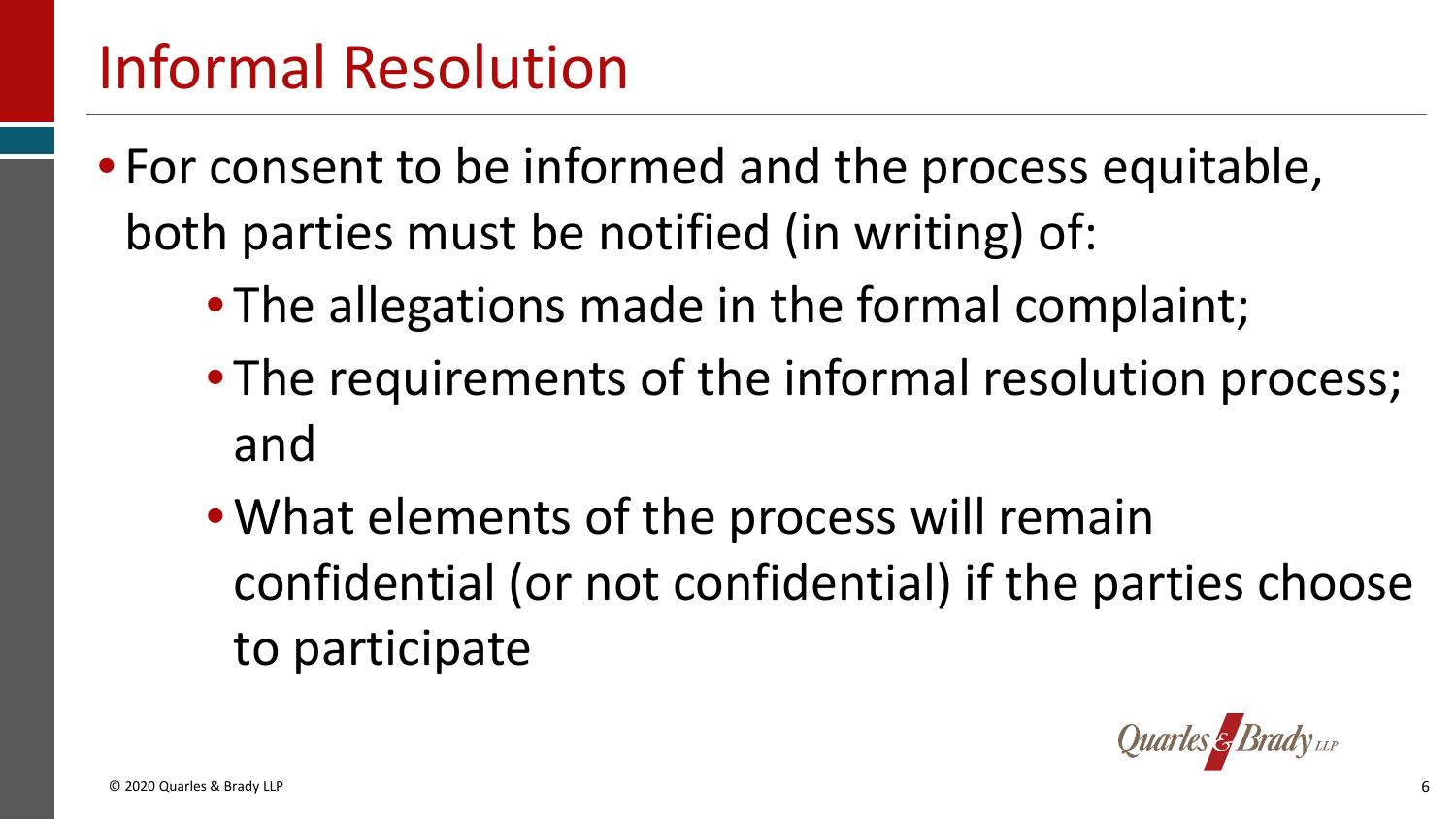# Informal Resolution

- For consent to be informed and the process equitable, both parties must be notified (in writing) of:
  - The allegations made in the formal complaint;
  - The requirements of the informal resolution process; and
  - What elements of the process will remain confidential (or not confidential) if the parties choose to participate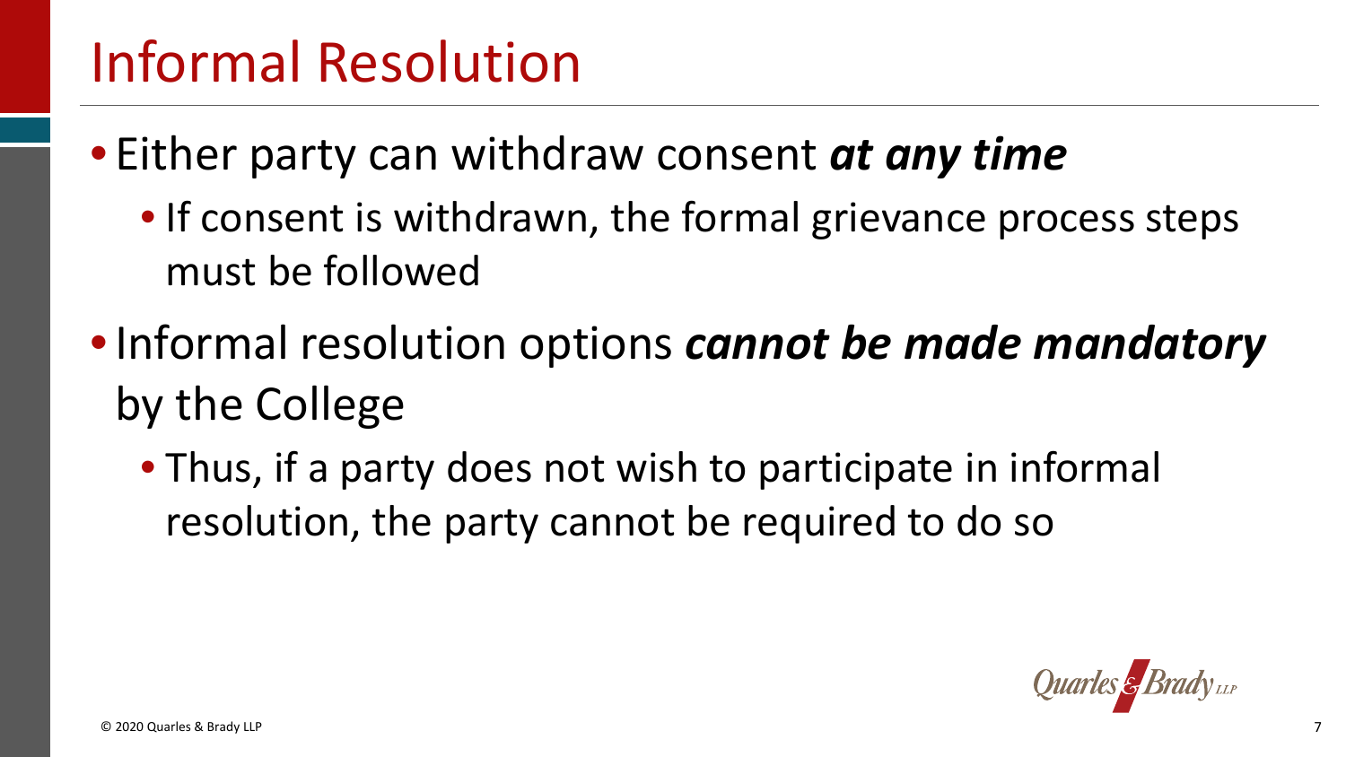# Informal Resolution

- Either party can withdraw consent ***at any time***
  - If consent is withdrawn, the formal grievance process steps must be followed
- Informal resolution options ***cannot be made mandatory*** by the College
  - Thus, if a party does not wish to participate in informal resolution, the party cannot be required to do so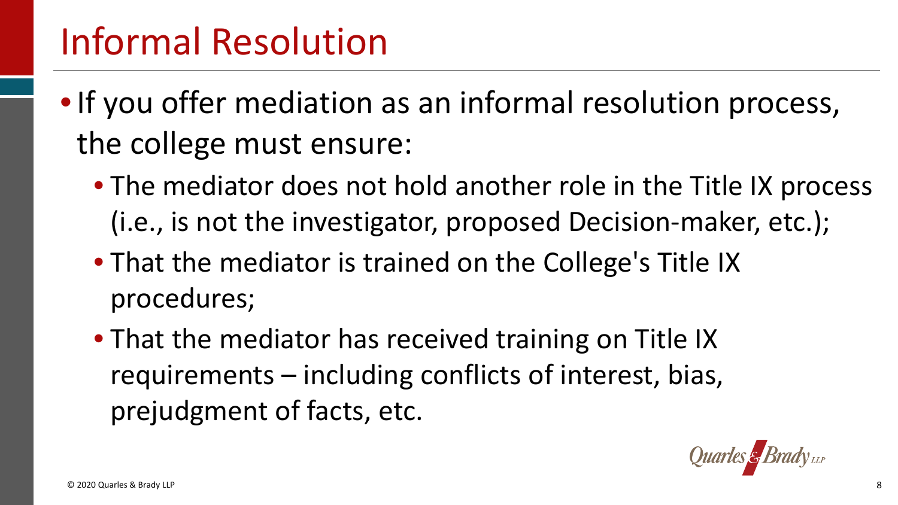# Informal Resolution

- If you offer mediation as an informal resolution process, the college must ensure:
  - The mediator does not hold another role in the Title IX process (i.e., is not the investigator, proposed Decision-maker, etc.);
  - That the mediator is trained on the College's Title IX procedures;
  - That the mediator has received training on Title IX requirements – including conflicts of interest, bias, prejudgment of facts, etc.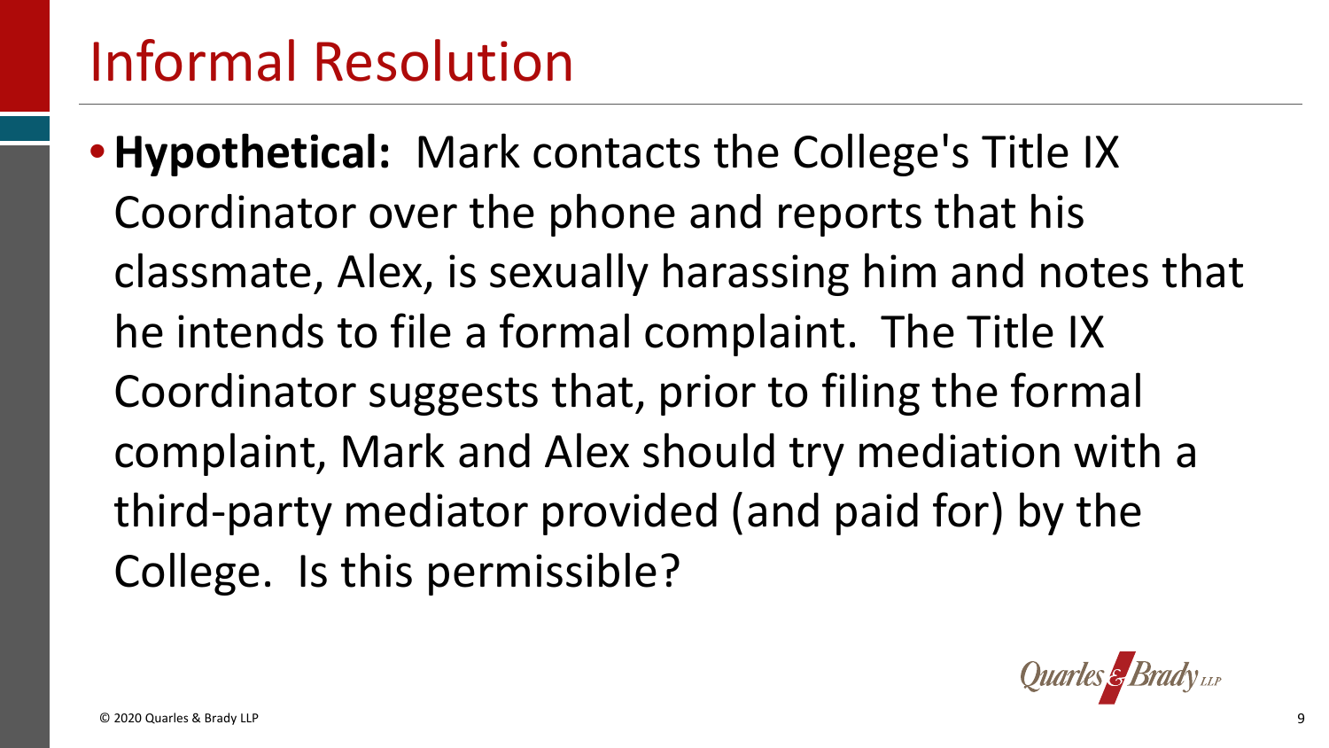# Informal Resolution

- **Hypothetical:** Mark contacts the College's Title IX Coordinator over the phone and reports that his classmate, Alex, is sexually harassing him and notes that he intends to file a formal complaint. The Title IX Coordinator suggests that, prior to filing the formal complaint, Mark and Alex should try mediation with a third-party mediator provided (and paid for) by the College. Is this permissible?

© 2020 Quarles & Brady LLP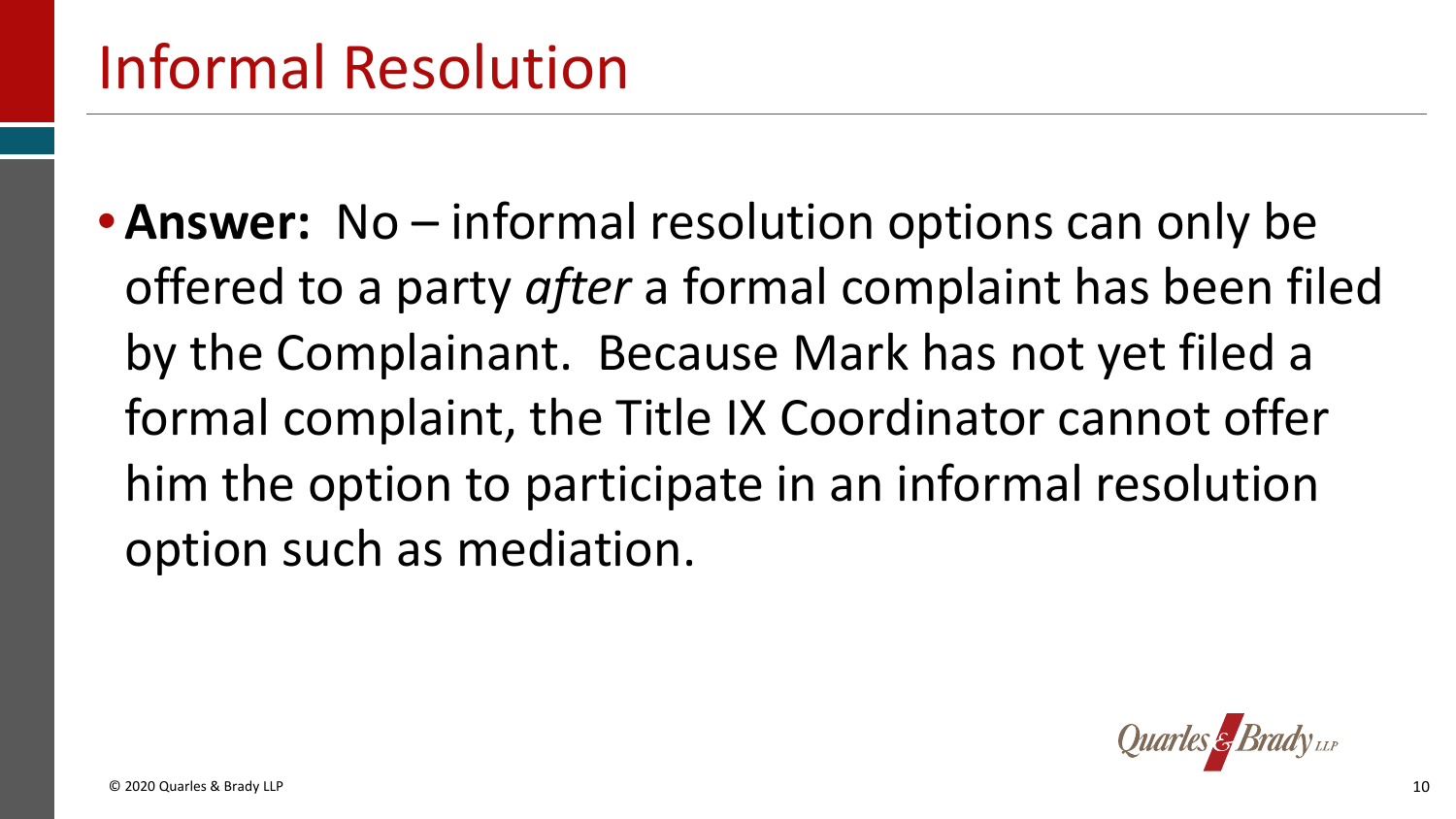# Informal Resolution

- **Answer:** No – informal resolution options can only be offered to a party *after* a formal complaint has been filed by the Complainant. Because Mark has not yet filed a formal complaint, the Title IX Coordinator cannot offer him the option to participate in an informal resolution option such as mediation.

© 2020 Quarles & Brady LLP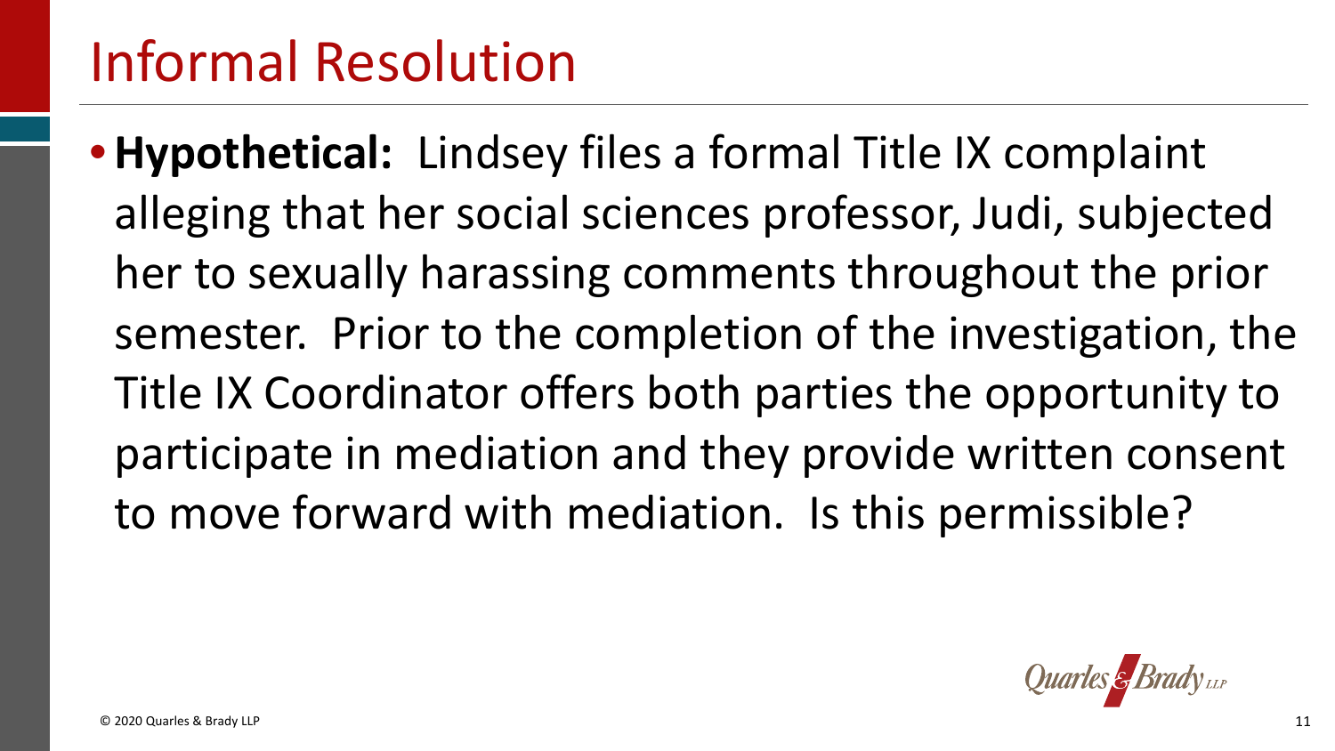# Informal Resolution

- **Hypothetical:** Lindsey files a formal Title IX complaint alleging that her social sciences professor, Judi, subjected her to sexually harassing comments throughout the prior semester. Prior to the completion of the investigation, the Title IX Coordinator offers both parties the opportunity to participate in mediation and they provide written consent to move forward with mediation. Is this permissible?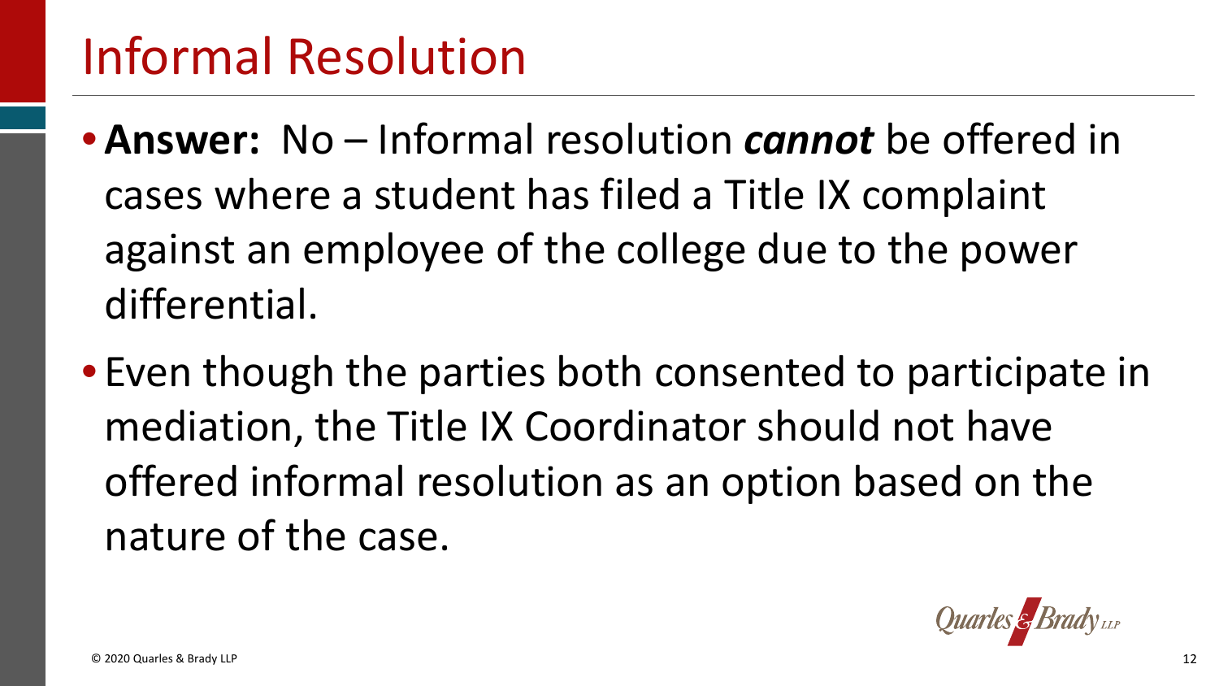# Informal Resolution

- **Answer:** No – Informal resolution ***cannot*** be offered in cases where a student has filed a Title IX complaint against an employee of the college due to the power differential.
- Even though the parties both consented to participate in mediation, the Title IX Coordinator should not have offered informal resolution as an option based on the nature of the case.

© 2020 Quarles & Brady LLP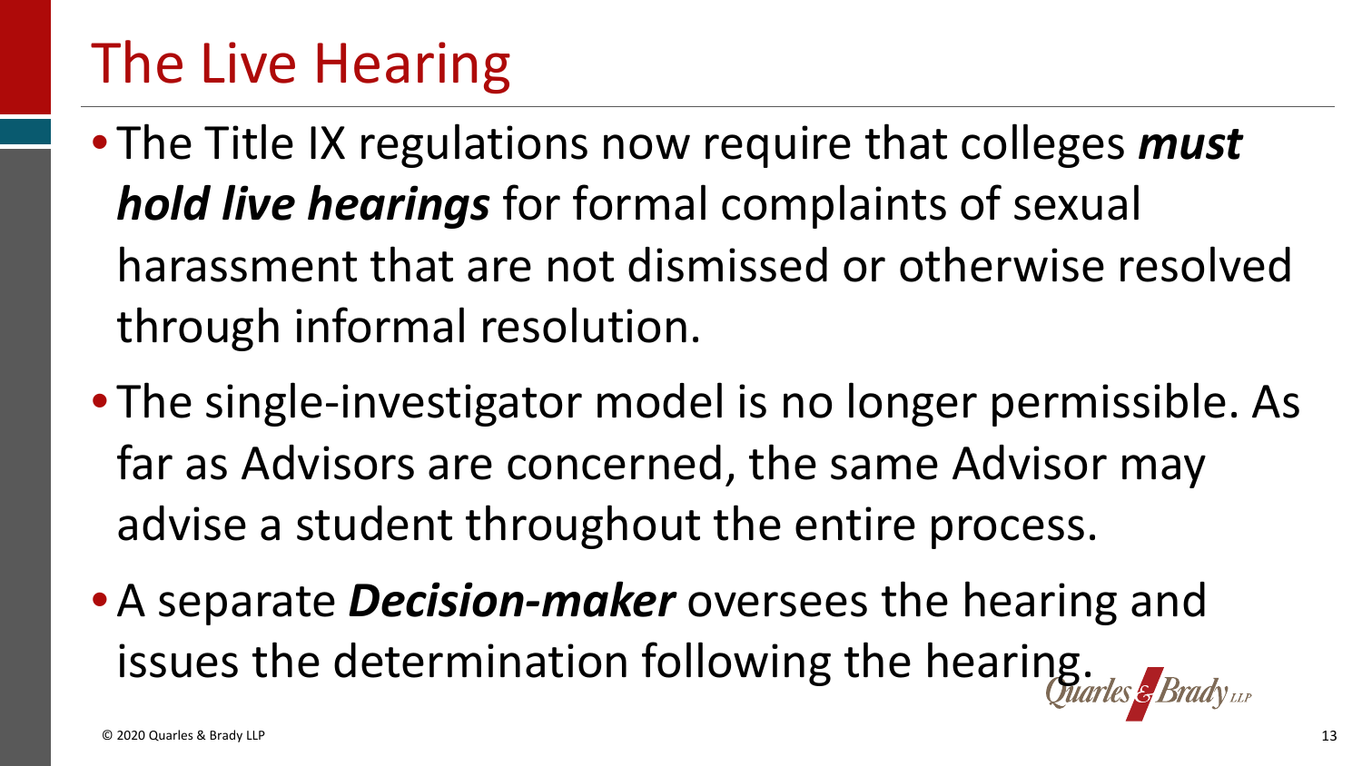# The Live Hearing

- The Title IX regulations now require that colleges ***must hold live hearings*** for formal complaints of sexual harassment that are not dismissed or otherwise resolved through informal resolution.
- The single-investigator model is no longer permissible. As far as Advisors are concerned, the same Advisor may advise a student throughout the entire process.
- A separate ***Decision-maker*** oversees the hearing and issues the determination following the hearing.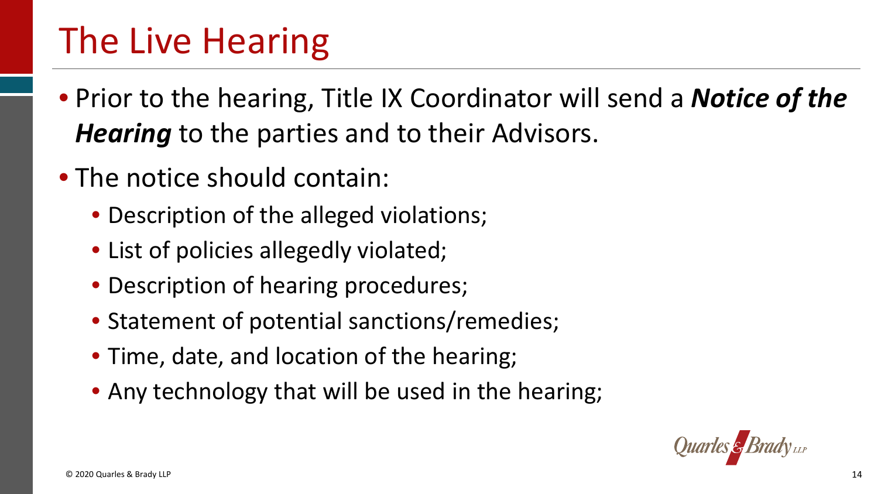# The Live Hearing

- Prior to the hearing, Title IX Coordinator will send a ***Notice of the Hearing*** to the parties and to their Advisors.
- The notice should contain:
  - Description of the alleged violations;
  - List of policies allegedly violated;
  - Description of hearing procedures;
  - Statement of potential sanctions/remedies;
  - Time, date, and location of the hearing;
  - Any technology that will be used in the hearing;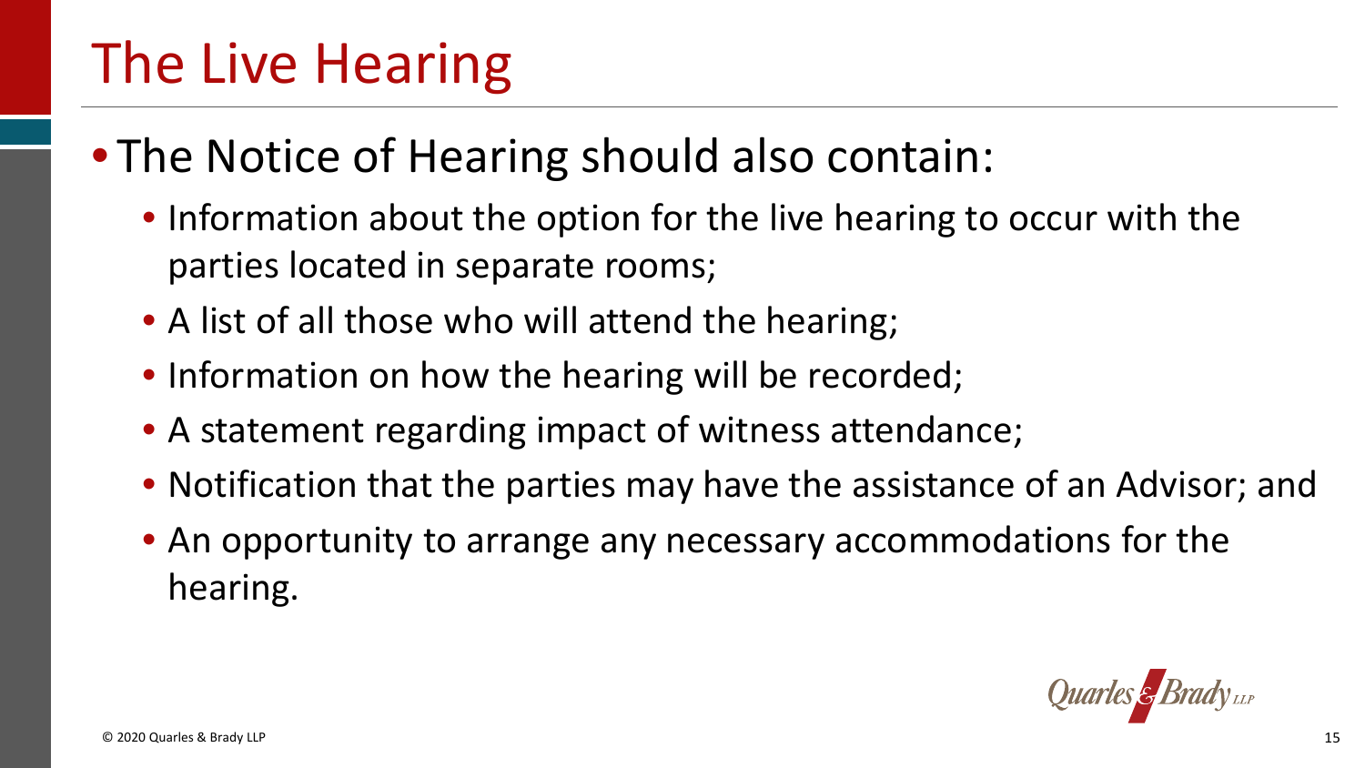# The Live Hearing

- The Notice of Hearing should also contain:
  - Information about the option for the live hearing to occur with the parties located in separate rooms;
  - A list of all those who will attend the hearing;
  - Information on how the hearing will be recorded;
  - A statement regarding impact of witness attendance;
  - Notification that the parties may have the assistance of an Advisor; and
  - An opportunity to arrange any necessary accommodations for the hearing.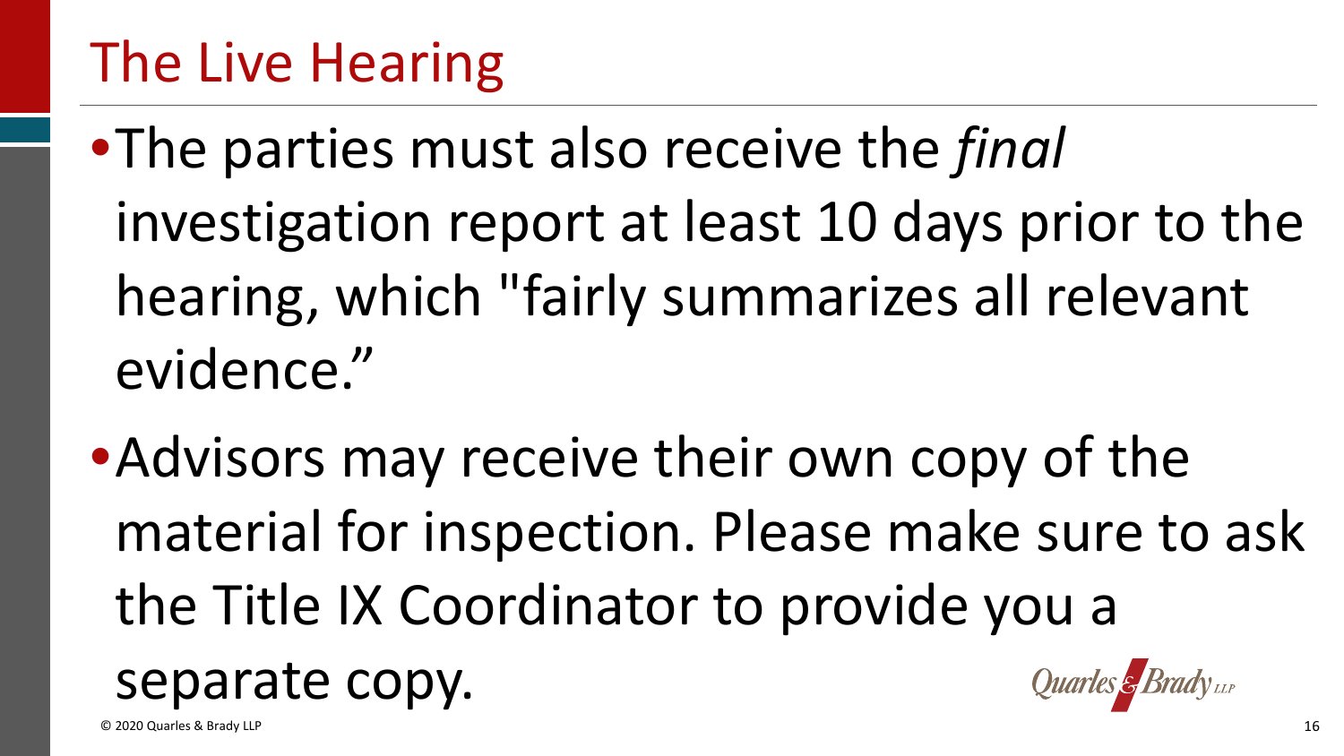# The Live Hearing

- The parties must also receive the *final* investigation report at least 10 days prior to the hearing, which "fairly summarizes all relevant evidence."
- Advisors may receive their own copy of the material for inspection. Please make sure to ask the Title IX Coordinator to provide you a separate copy.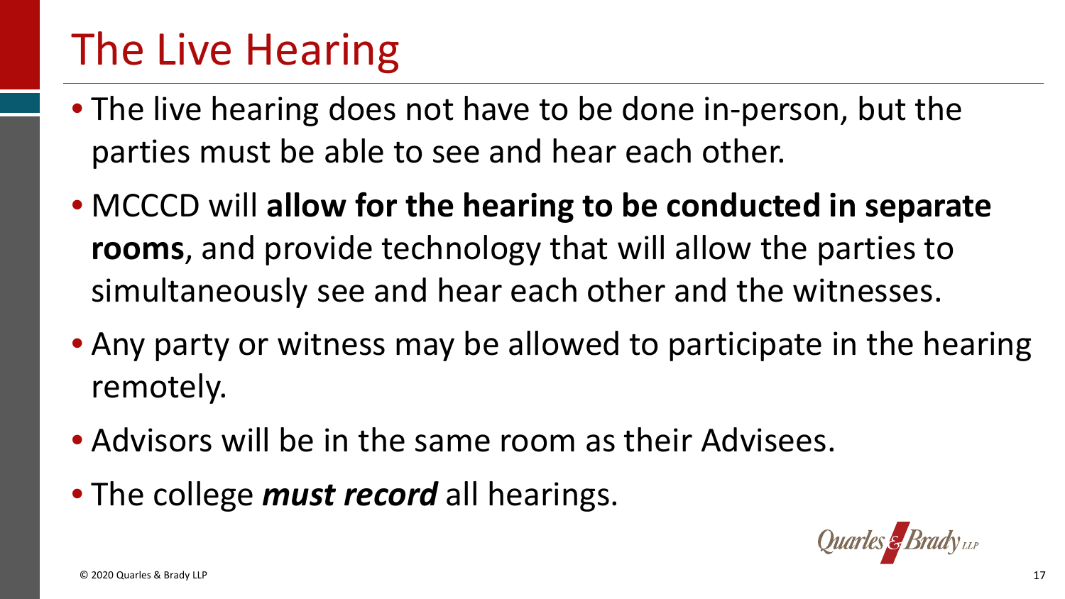# The Live Hearing

- The live hearing does not have to be done in-person, but the parties must be able to see and hear each other.
- MCCCD will **allow for the hearing to be conducted in separate rooms**, and provide technology that will allow the parties to simultaneously see and hear each other and the witnesses.
- Any party or witness may be allowed to participate in the hearing remotely.
- Advisors will be in the same room as their Advisees.
- The college ***must record*** all hearings.

© 2020 Quarles & Brady LLP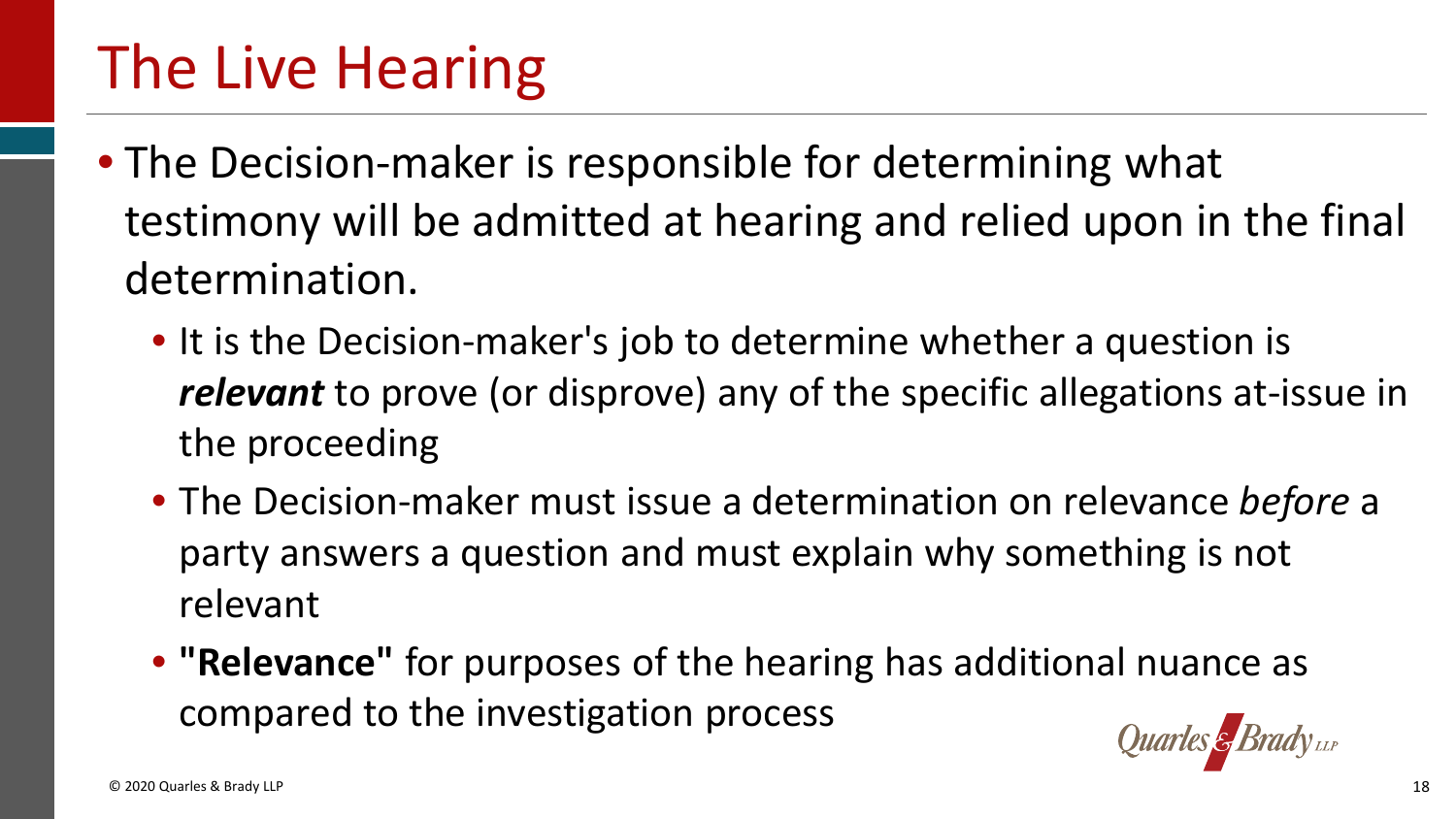# The Live Hearing

- The Decision-maker is responsible for determining what testimony will be admitted at hearing and relied upon in the final determination.
  - It is the Decision-maker's job to determine whether a question is ***relevant*** to prove (or disprove) any of the specific allegations at-issue in the proceeding
  - The Decision-maker must issue a determination on relevance *before* a party answers a question and must explain why something is not relevant
  - **"Relevance"** for purposes of the hearing has additional nuance as compared to the investigation process

© 2020 Quarles & Brady LLP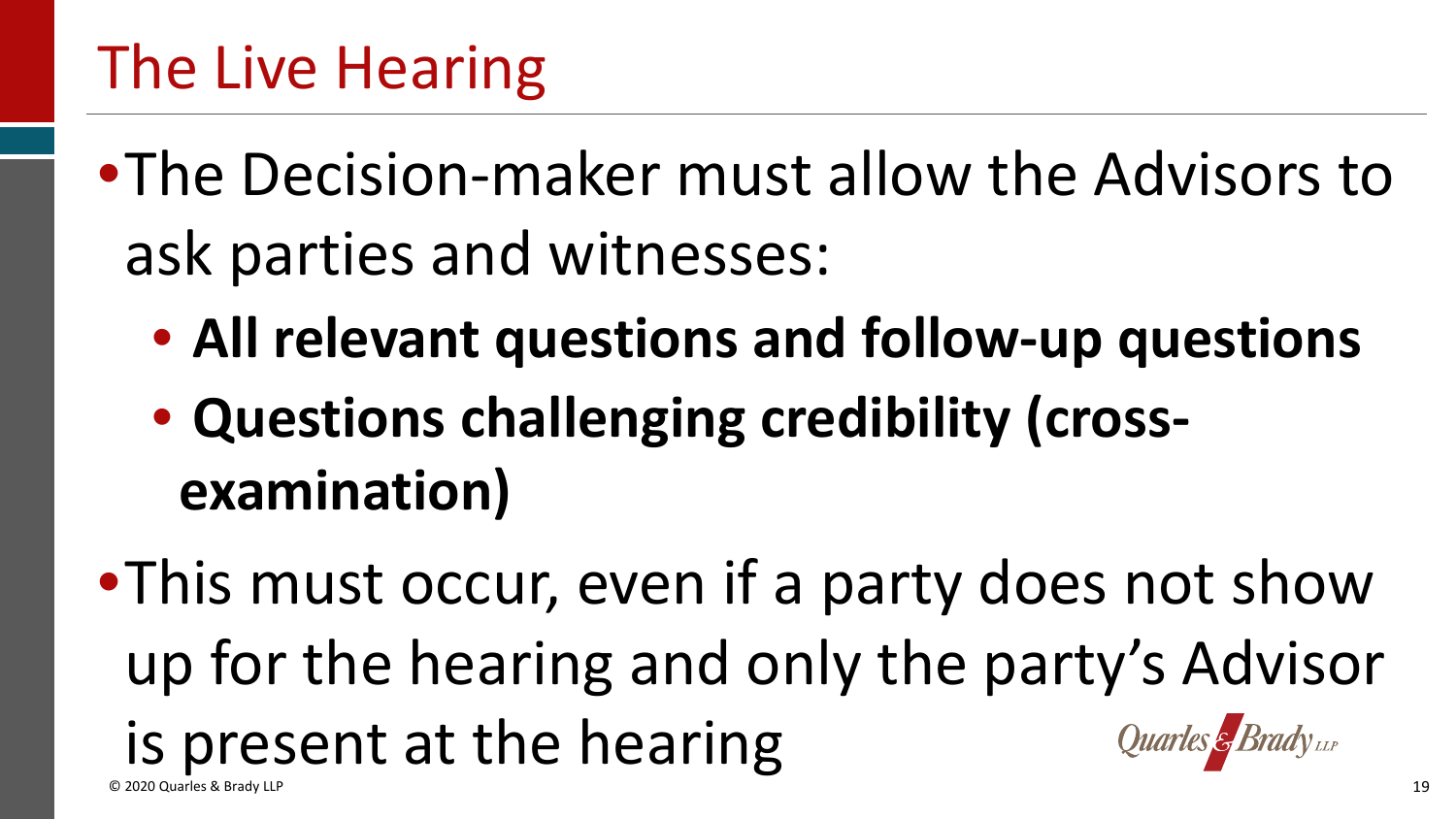# The Live Hearing

- The Decision-maker must allow the Advisors to ask parties and witnesses:
  - **All relevant questions and follow-up questions**
  - **Questions challenging credibility (cross-examination)**
- This must occur, even if a party does not show up for the hearing and only the party's Advisor is present at the hearing

© 2020 Quarles & Brady LLP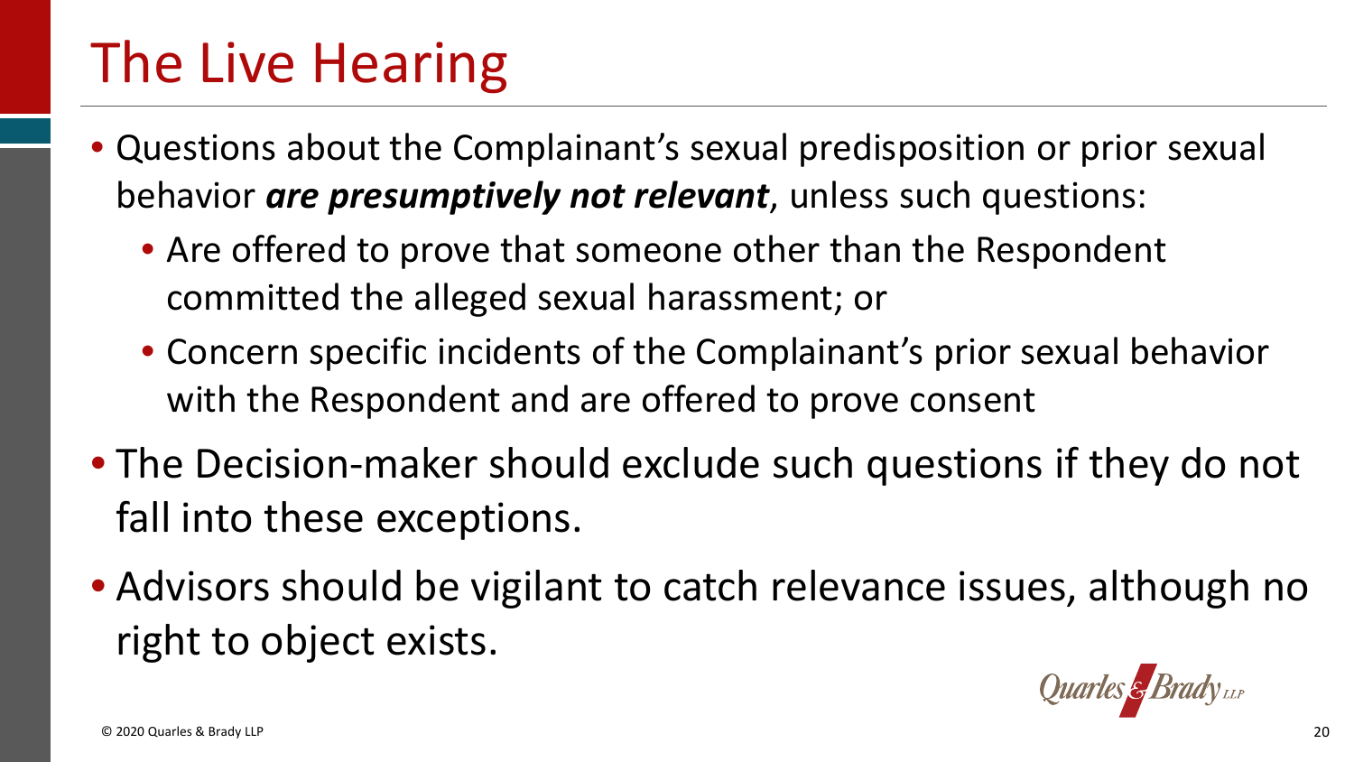# The Live Hearing

- Questions about the Complainant's sexual predisposition or prior sexual behavior ***are presumptively not relevant***, unless such questions:
  - Are offered to prove that someone other than the Respondent committed the alleged sexual harassment; or
  - Concern specific incidents of the Complainant's prior sexual behavior with the Respondent and are offered to prove consent
- The Decision-maker should exclude such questions if they do not fall into these exceptions.
- Advisors should be vigilant to catch relevance issues, although no right to object exists.

© 2020 Quarles & Brady LLP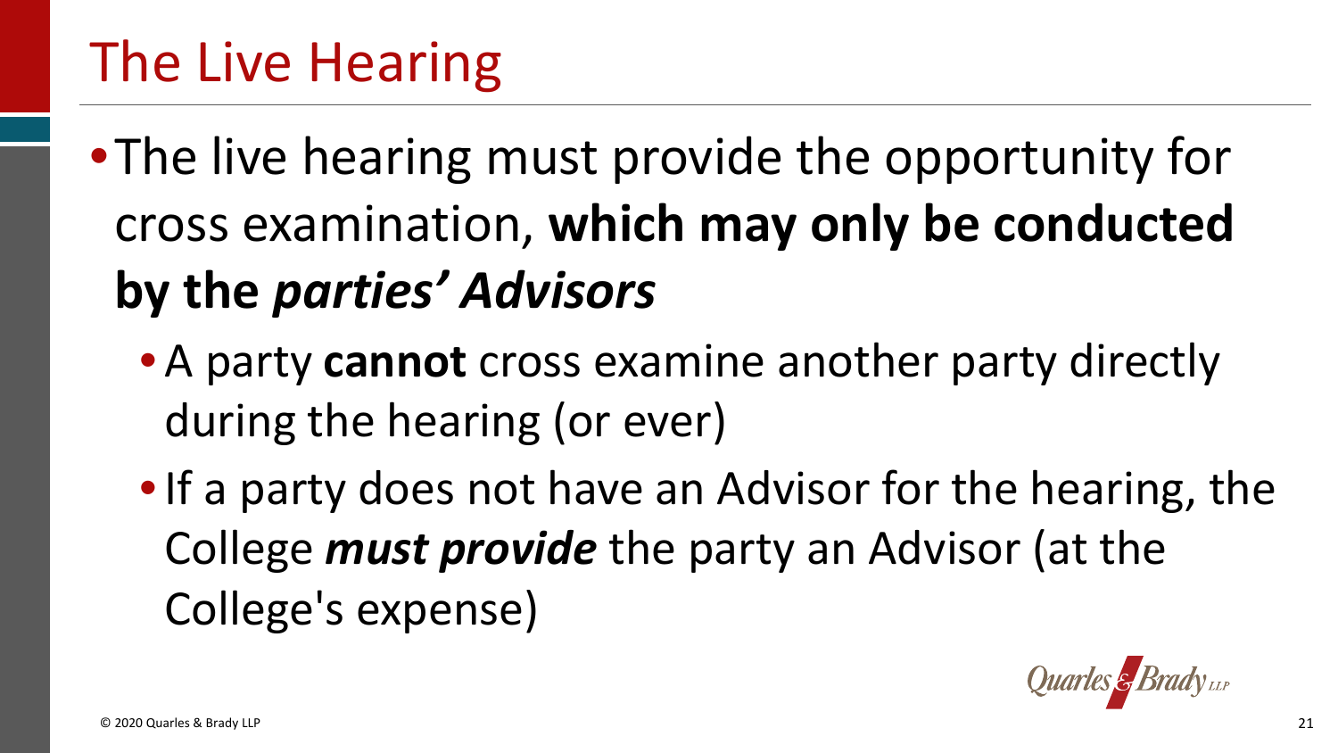# The Live Hearing

- The live hearing must provide the opportunity for cross examination, **which may only be conducted by the *parties' Advisors***
  - A party **cannot** cross examine another party directly during the hearing (or ever)
  - If a party does not have an Advisor for the hearing, the College ***must provide*** the party an Advisor (at the College's expense)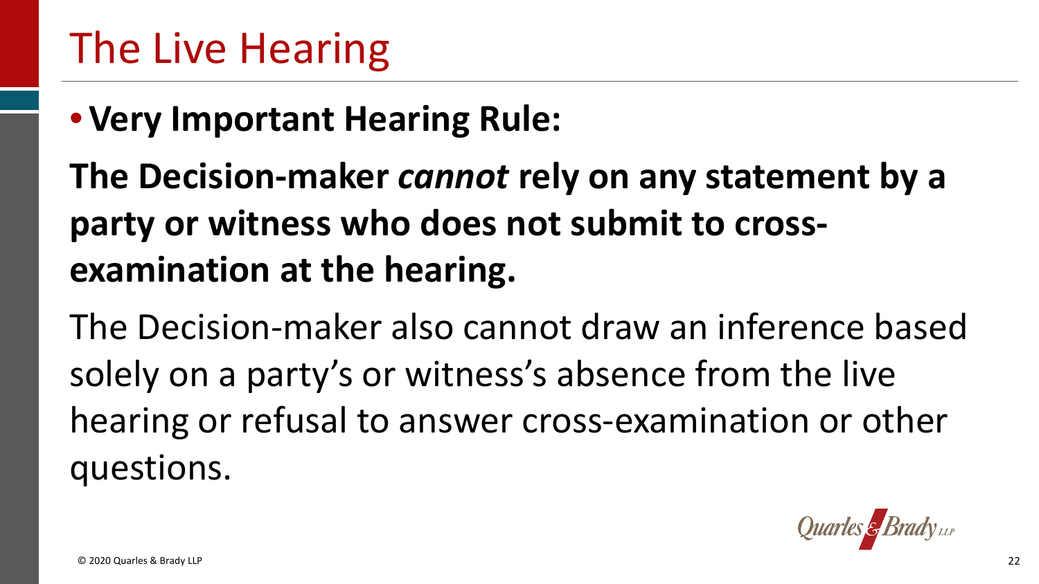# The Live Hearing

- **Very Important Hearing Rule:**

**The Decision-maker *cannot* rely on any statement by a party or witness who does not submit to cross-examination at the hearing.**

The Decision-maker also cannot draw an inference based solely on a party's or witness's absence from the live hearing or refusal to answer cross-examination or other questions.

© 2020 Quarles & Brady LLP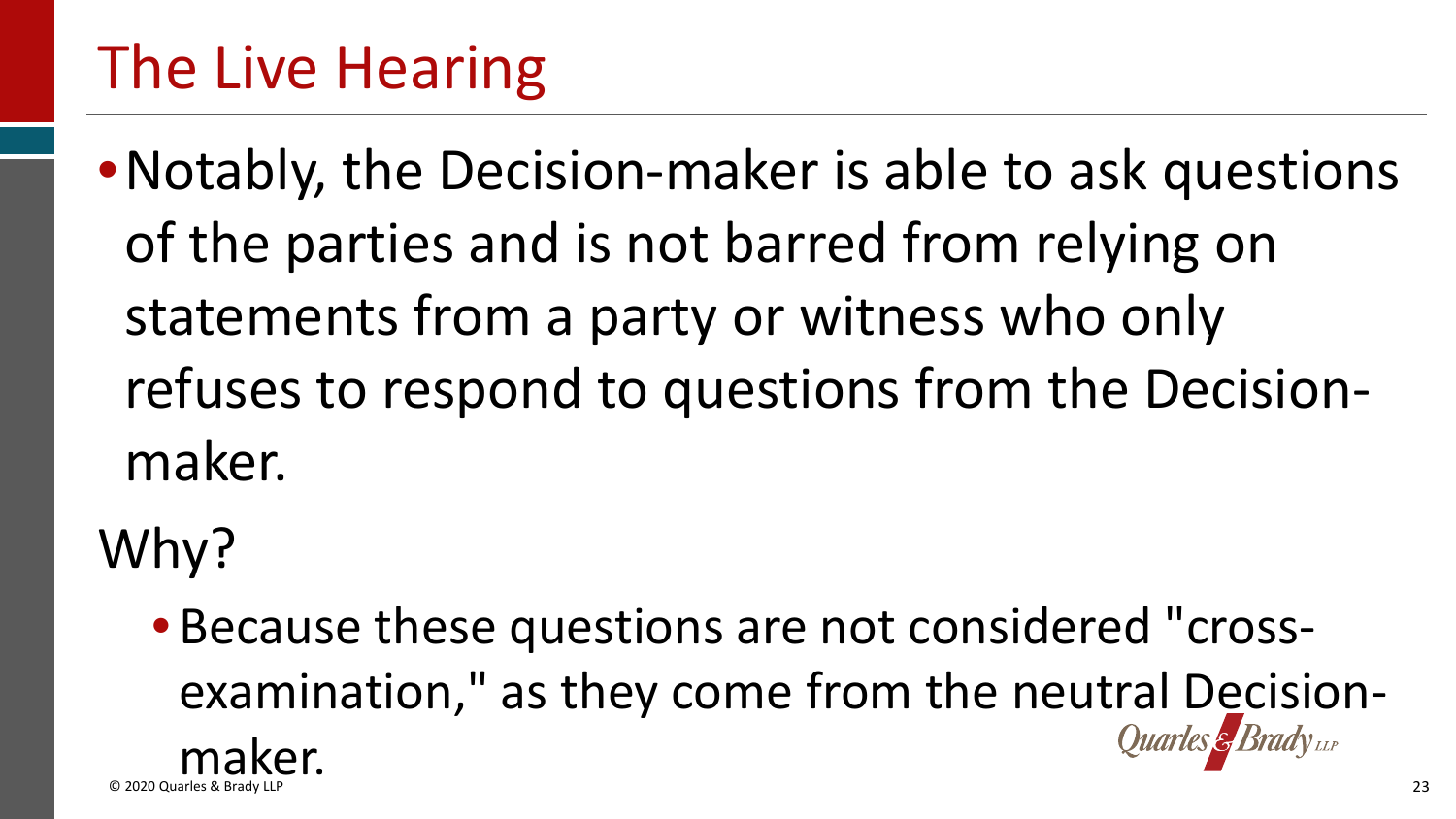# The Live Hearing

- Notably, the Decision-maker is able to ask questions of the parties and is not barred from relying on statements from a party or witness who only refuses to respond to questions from the Decision-maker.

Why?

- Because these questions are not considered "cross-examination," as they come from the neutral Decision-maker.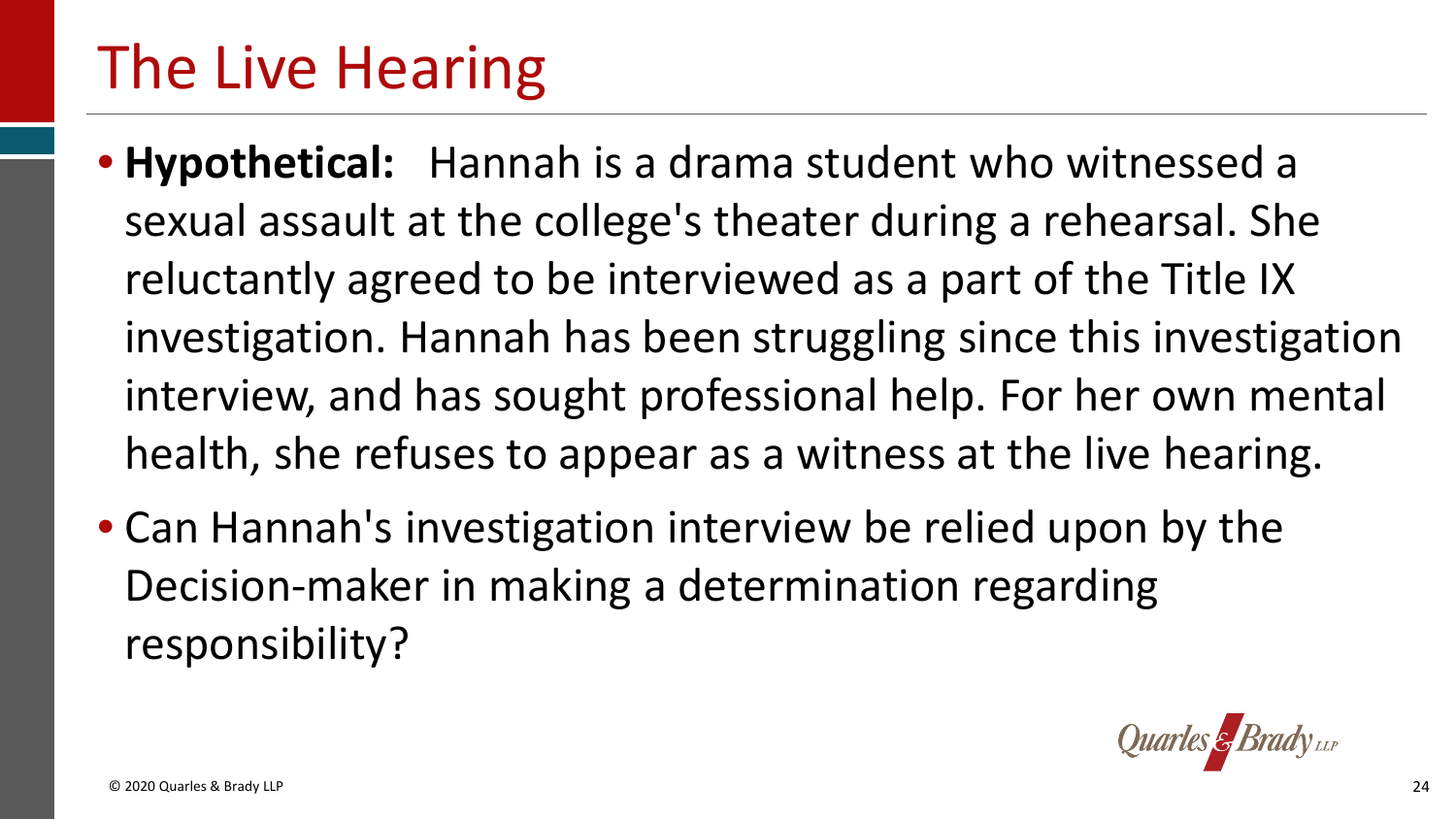# The Live Hearing

- **Hypothetical:** Hannah is a drama student who witnessed a sexual assault at the college's theater during a rehearsal. She reluctantly agreed to be interviewed as a part of the Title IX investigation. Hannah has been struggling since this investigation interview, and has sought professional help. For her own mental health, she refuses to appear as a witness at the live hearing.
- Can Hannah's investigation interview be relied upon by the Decision-maker in making a determination regarding responsibility?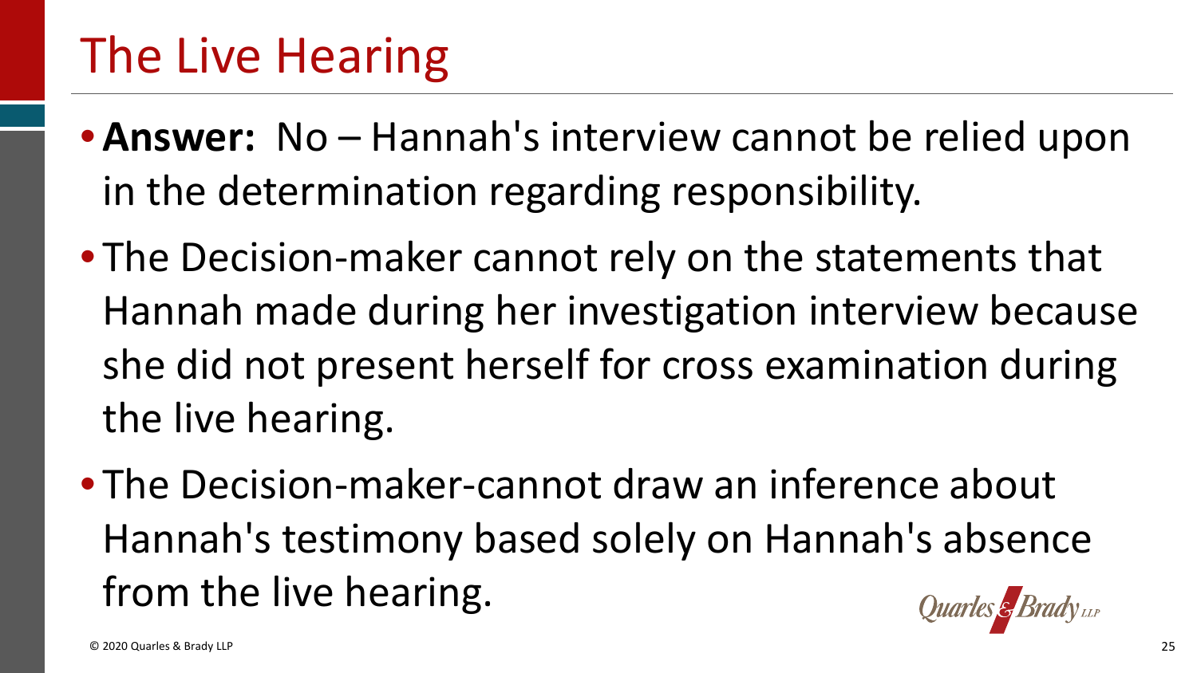# The Live Hearing

- **Answer:** No – Hannah's interview cannot be relied upon in the determination regarding responsibility.
- The Decision-maker cannot rely on the statements that Hannah made during her investigation interview because she did not present herself for cross examination during the live hearing.
- The Decision-maker-cannot draw an inference about Hannah's testimony based solely on Hannah's absence from the live hearing.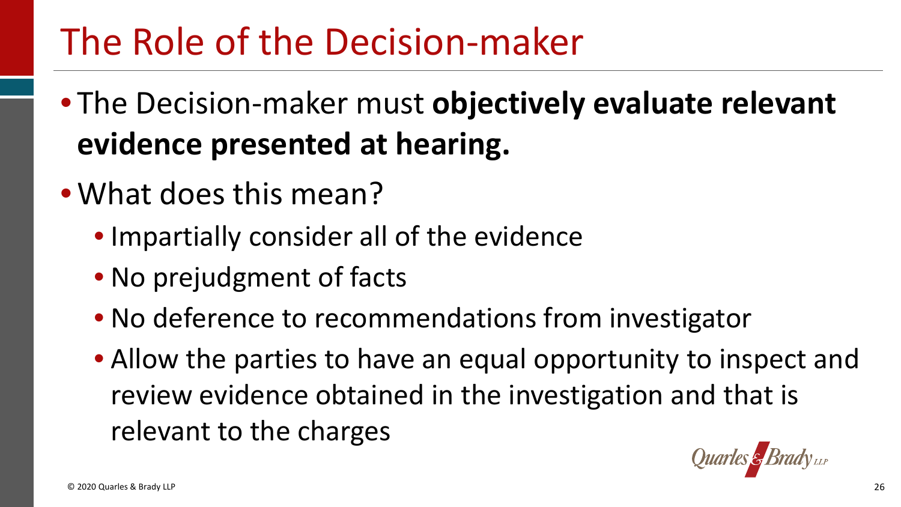# The Role of the Decision-maker

- The Decision-maker must **objectively evaluate relevant evidence presented at hearing.**
- What does this mean?
  - Impartially consider all of the evidence
  - No prejudgment of facts
  - No deference to recommendations from investigator
  - Allow the parties to have an equal opportunity to inspect and review evidence obtained in the investigation and that is relevant to the charges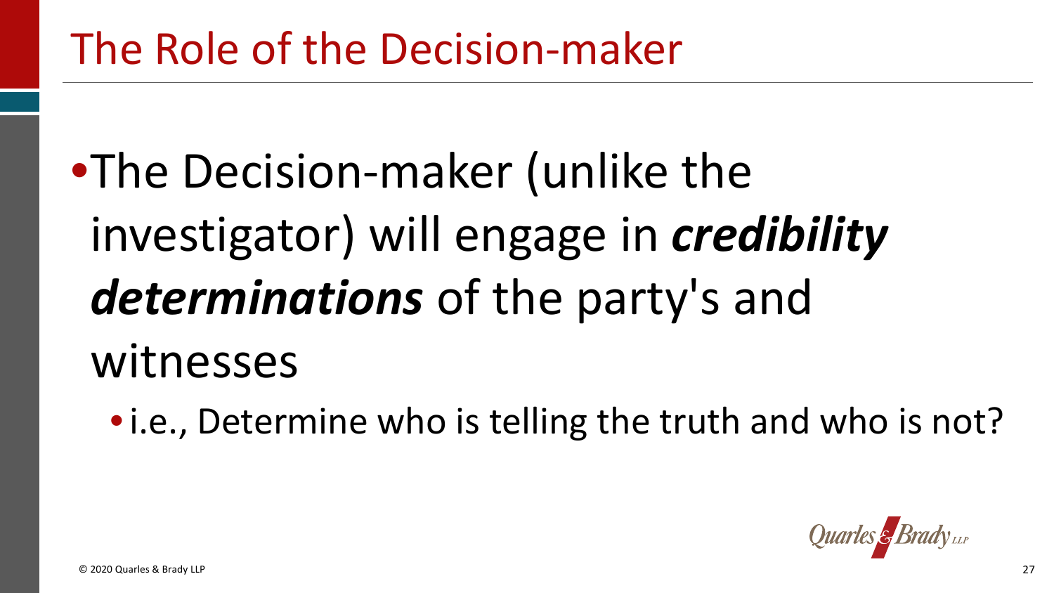# The Role of the Decision-maker

- The Decision-maker (unlike the investigator) will engage in ***credibility determinations*** of the party's and witnesses
  - i.e., Determine who is telling the truth and who is not?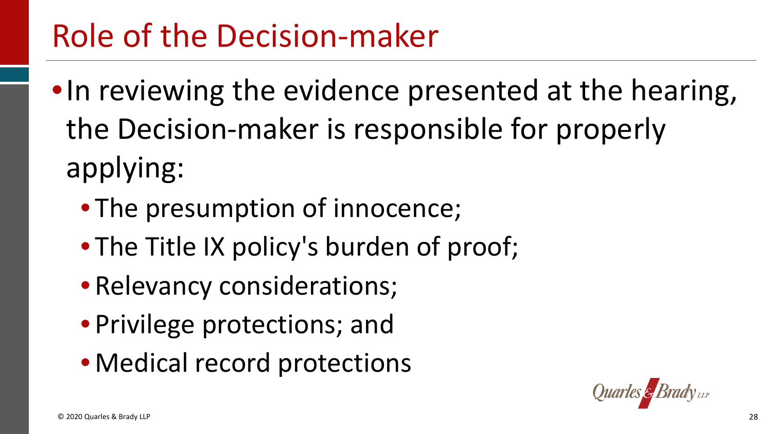# Role of the Decision-maker

- In reviewing the evidence presented at the hearing, the Decision-maker is responsible for properly applying:
  - The presumption of innocence;
  - The Title IX policy's burden of proof;
  - Relevancy considerations;
  - Privilege protections; and
  - Medical record protections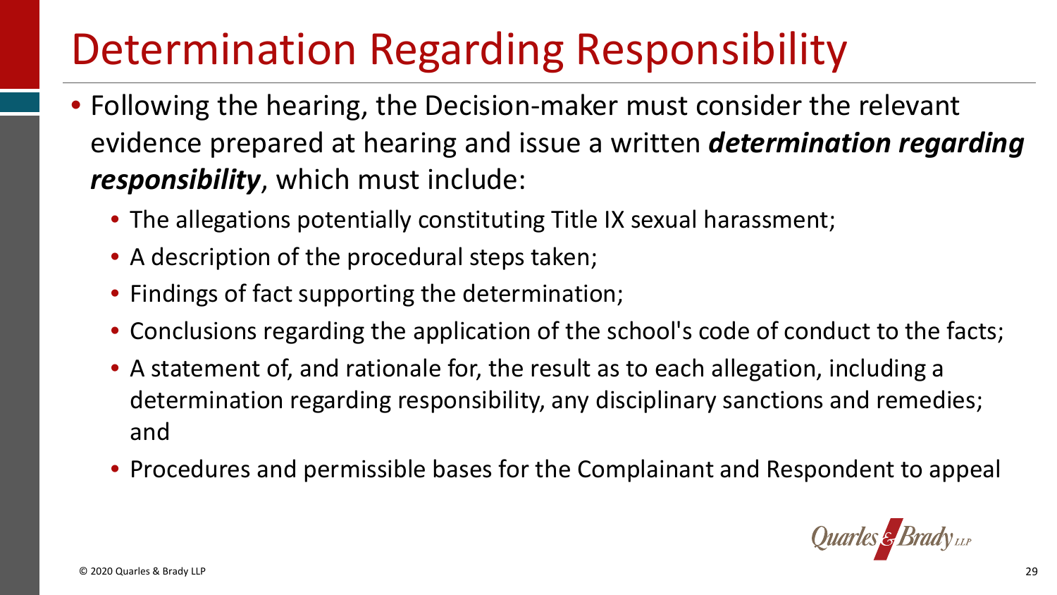# Determination Regarding Responsibility

- Following the hearing, the Decision-maker must consider the relevant evidence prepared at hearing and issue a written ***determination regarding responsibility***, which must include:
  - The allegations potentially constituting Title IX sexual harassment;
  - A description of the procedural steps taken;
  - Findings of fact supporting the determination;
  - Conclusions regarding the application of the school's code of conduct to the facts;
  - A statement of, and rationale for, the result as to each allegation, including a determination regarding responsibility, any disciplinary sanctions and remedies; and
  - Procedures and permissible bases for the Complainant and Respondent to appeal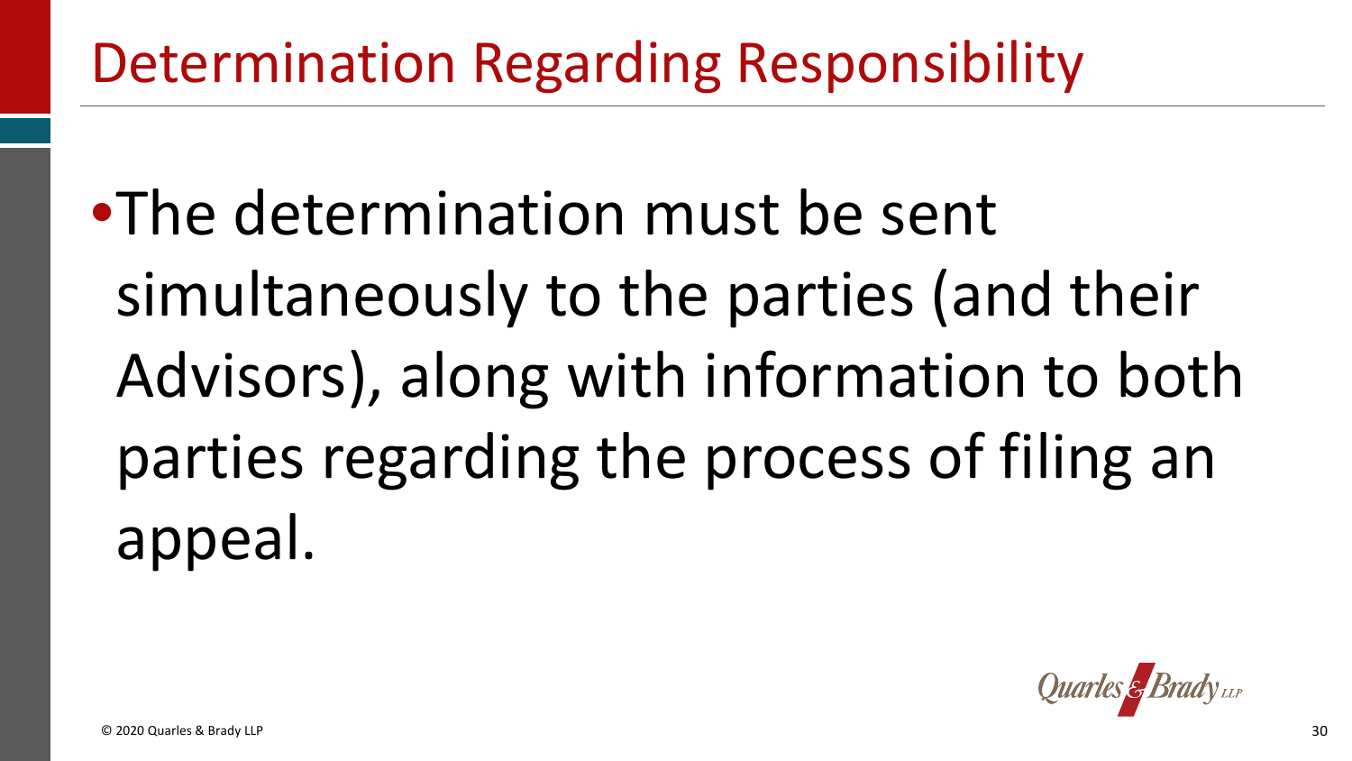# Determination Regarding Responsibility

- The determination must be sent simultaneously to the parties (and their Advisors), along with information to both parties regarding the process of filing an appeal.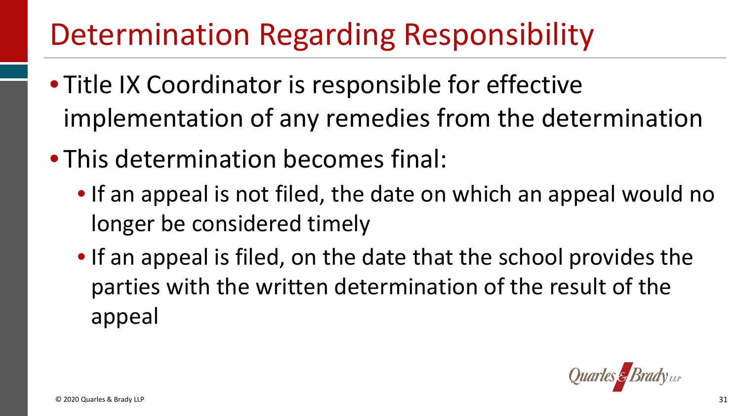# Determination Regarding Responsibility

- Title IX Coordinator is responsible for effective implementation of any remedies from the determination
- This determination becomes final:
  - If an appeal is not filed, the date on which an appeal would no longer be considered timely
  - If an appeal is filed, on the date that the school provides the parties with the written determination of the result of the appeal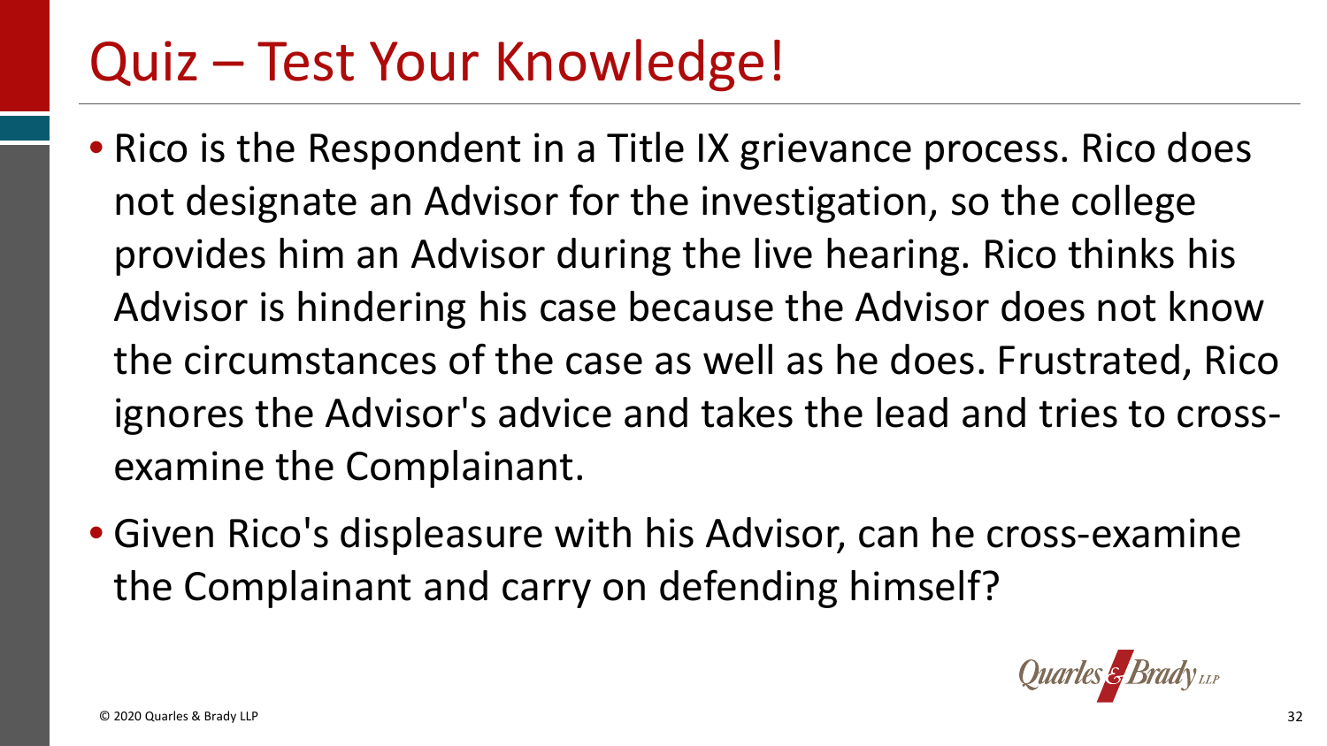# Quiz – Test Your Knowledge!

- Rico is the Respondent in a Title IX grievance process. Rico does not designate an Advisor for the investigation, so the college provides him an Advisor during the live hearing. Rico thinks his Advisor is hindering his case because the Advisor does not know the circumstances of the case as well as he does. Frustrated, Rico ignores the Advisor's advice and takes the lead and tries to cross-examine the Complainant.
- Given Rico's displeasure with his Advisor, can he cross-examine the Complainant and carry on defending himself?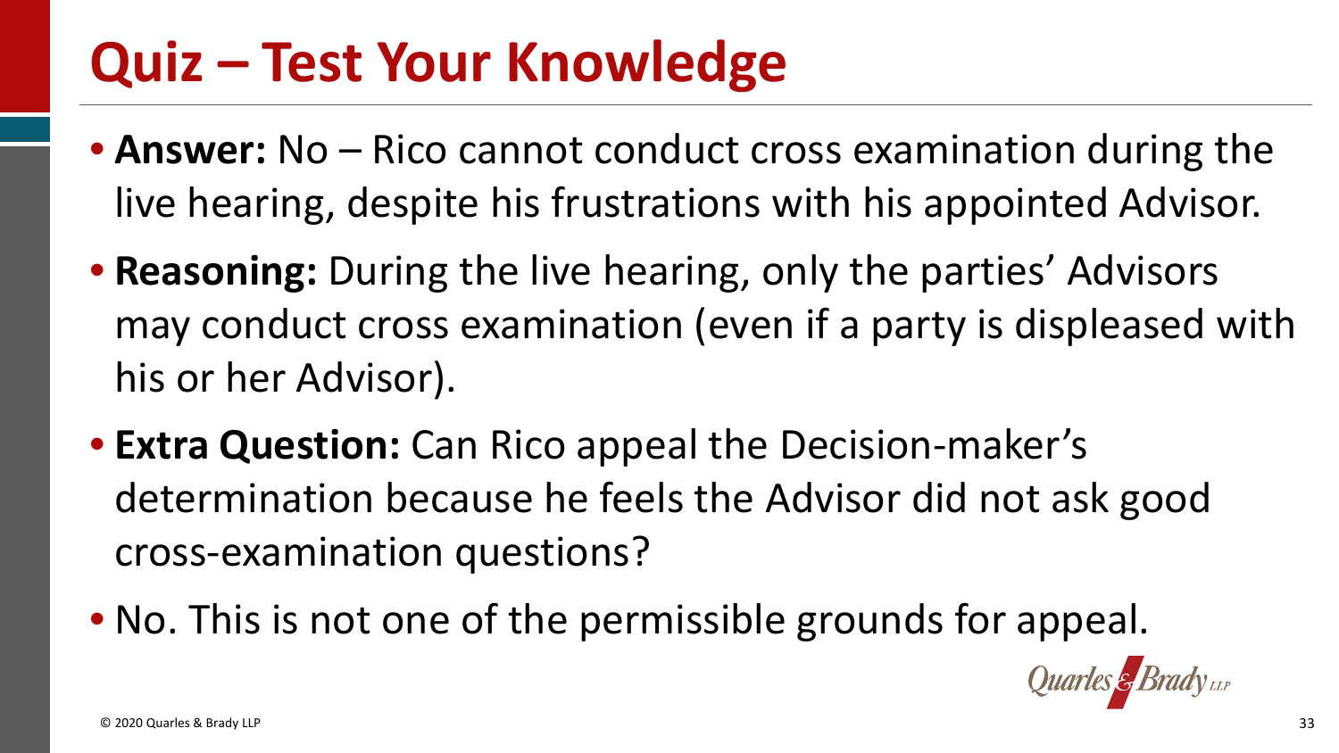# Quiz – Test Your Knowledge

- **Answer:** No – Rico cannot conduct cross examination during the live hearing, despite his frustrations with his appointed Advisor.
- **Reasoning:** During the live hearing, only the parties' Advisors may conduct cross examination (even if a party is displeased with his or her Advisor).
- **Extra Question:** Can Rico appeal the Decision-maker's determination because he feels the Advisor did not ask good cross-examination questions?
- No. This is not one of the permissible grounds for appeal.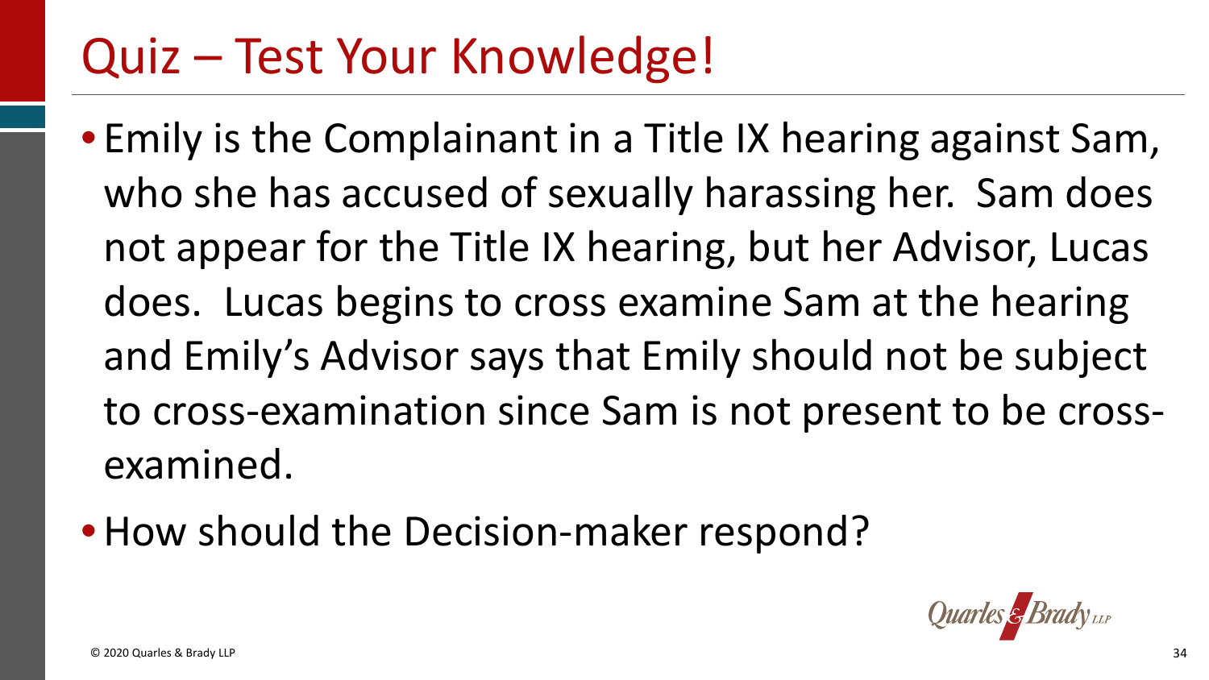# Quiz – Test Your Knowledge!

- Emily is the Complainant in a Title IX hearing against Sam, who she has accused of sexually harassing her. Sam does not appear for the Title IX hearing, but her Advisor, Lucas does. Lucas begins to cross examine Sam at the hearing and Emily's Advisor says that Emily should not be subject to cross-examination since Sam is not present to be cross-examined.
- How should the Decision-maker respond?

© 2020 Quarles & Brady LLP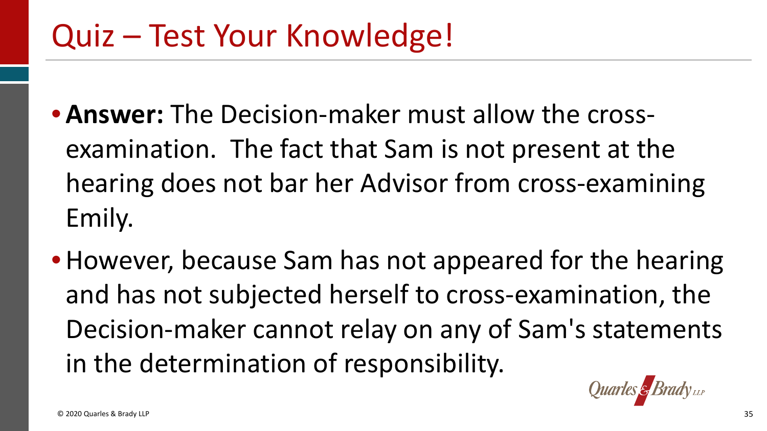# Quiz – Test Your Knowledge!

- **Answer:** The Decision-maker must allow the cross-examination. The fact that Sam is not present at the hearing does not bar her Advisor from cross-examining Emily.
- However, because Sam has not appeared for the hearing and has not subjected herself to cross-examination, the Decision-maker cannot relay on any of Sam's statements in the determination of responsibility.

© 2020 Quarles & Brady LLP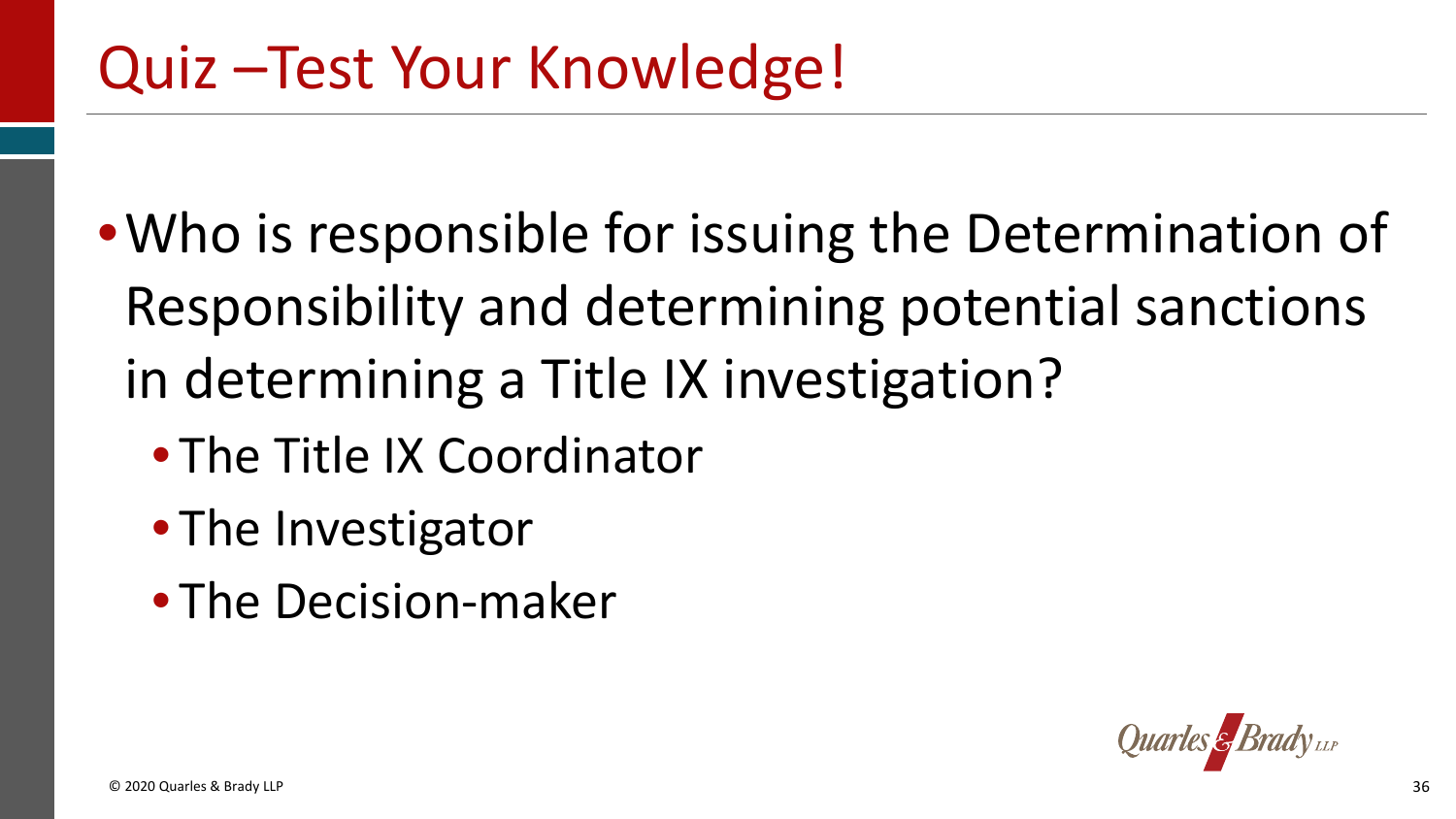# Quiz –Test Your Knowledge!

- Who is responsible for issuing the Determination of Responsibility and determining potential sanctions in determining a Title IX investigation?
  - The Title IX Coordinator
  - The Investigator
  - The Decision-maker

© 2020 Quarles & Brady LLP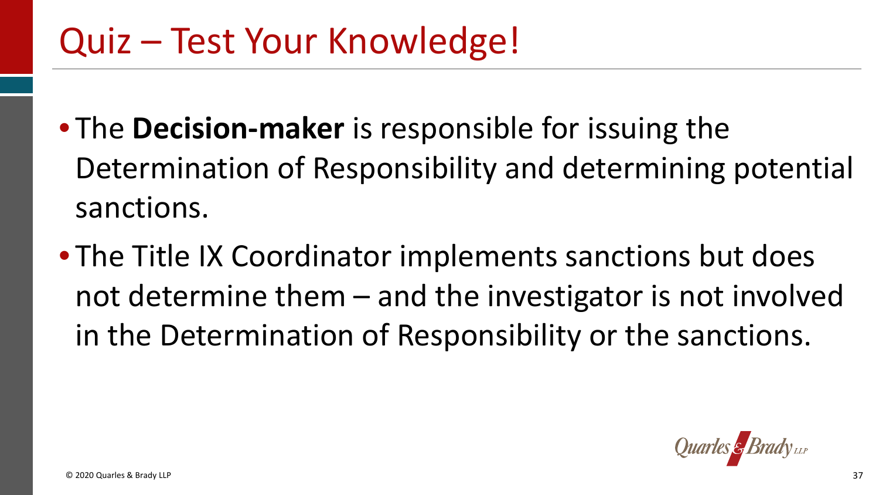# Quiz – Test Your Knowledge!

- The **Decision-maker** is responsible for issuing the Determination of Responsibility and determining potential sanctions.
- The Title IX Coordinator implements sanctions but does not determine them – and the investigator is not involved in the Determination of Responsibility or the sanctions.

© 2020 Quarles & Brady LLP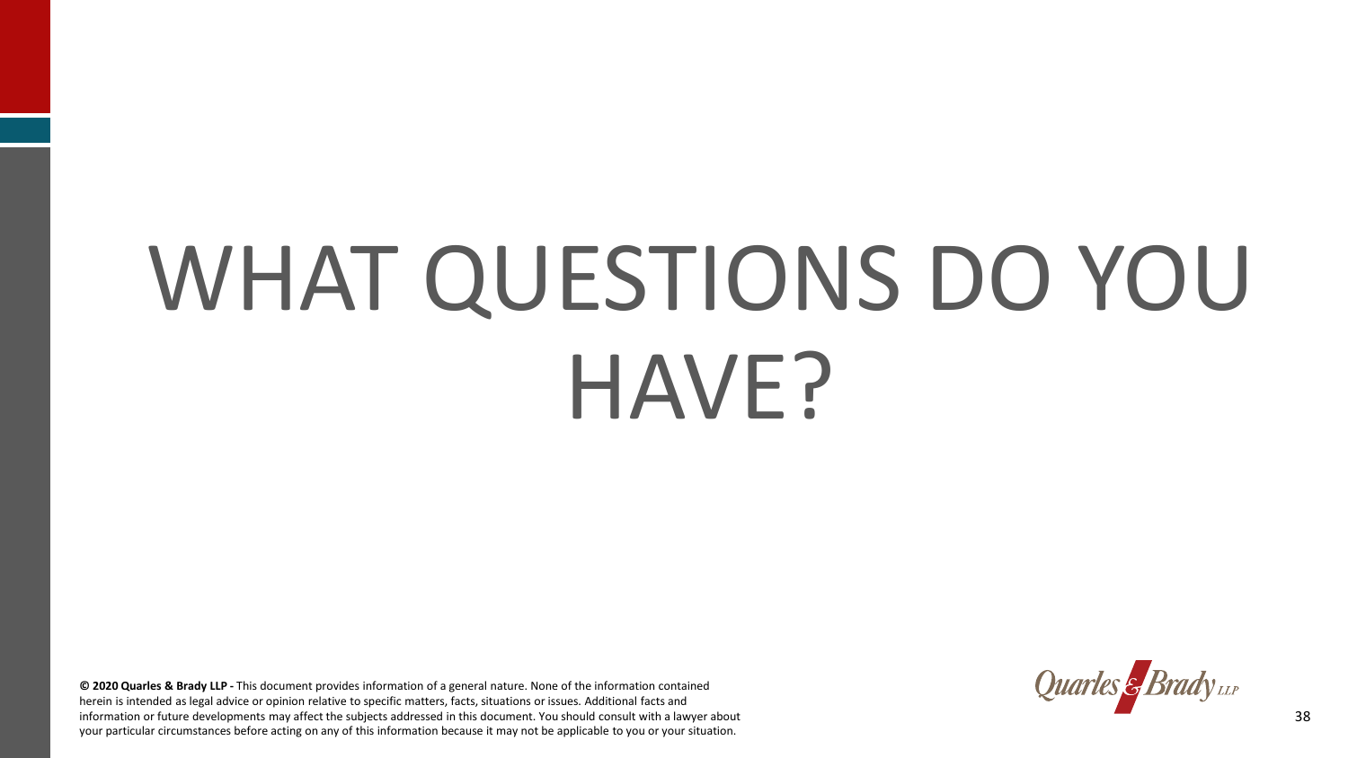# WHAT QUESTIONS DO YOU HAVE?

**© 2020 Quarles & Brady LLP -** This document provides information of a general nature. None of the information contained herein is intended as legal advice or opinion relative to specific matters, facts, situations or issues. Additional facts and information or future developments may affect the subjects addressed in this document. You should consult with a lawyer about your particular circumstances before acting on any of this information because it may not be applicable to you or your situation.

*Quarles & Brady LLP*